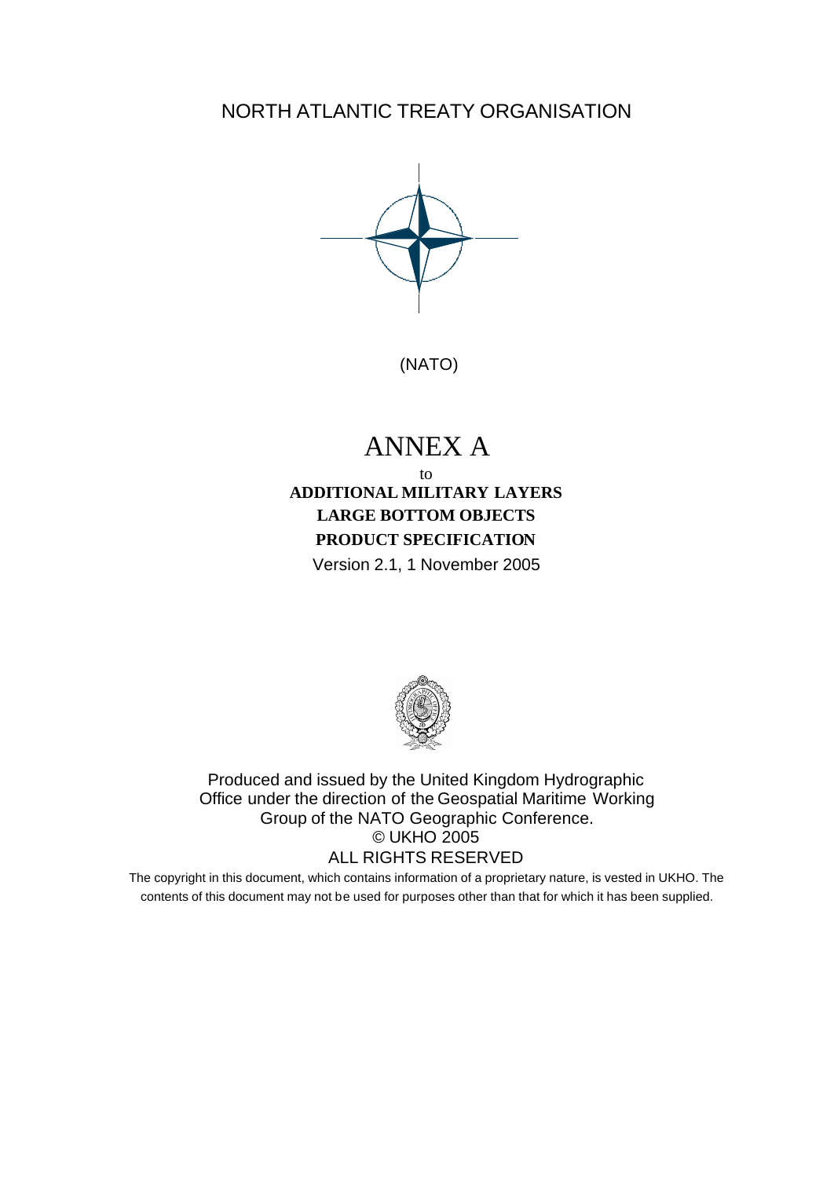NORTH ATLANTIC TREATY ORGANISATION

(NATO)

# ANNEX A

to

**ADDITIONAL MILITARY LAYERS**

**LARGE BOTTOM OBJECTS**

**PRODUCT SPECIFICATION**

Version 2.1, 1 November 2005

Produced and issued by the United Kingdom Hydrographic Office under the direction of the Geospatial Maritime Working Group of the NATO Geographic Conference.

© UKHO 2005

ALL RIGHTS RESERVED

The copyright in this document, which contains information of a proprietary nature, is vested in UKHO. The contents of this document may not be used for purposes other than that for which it has been supplied.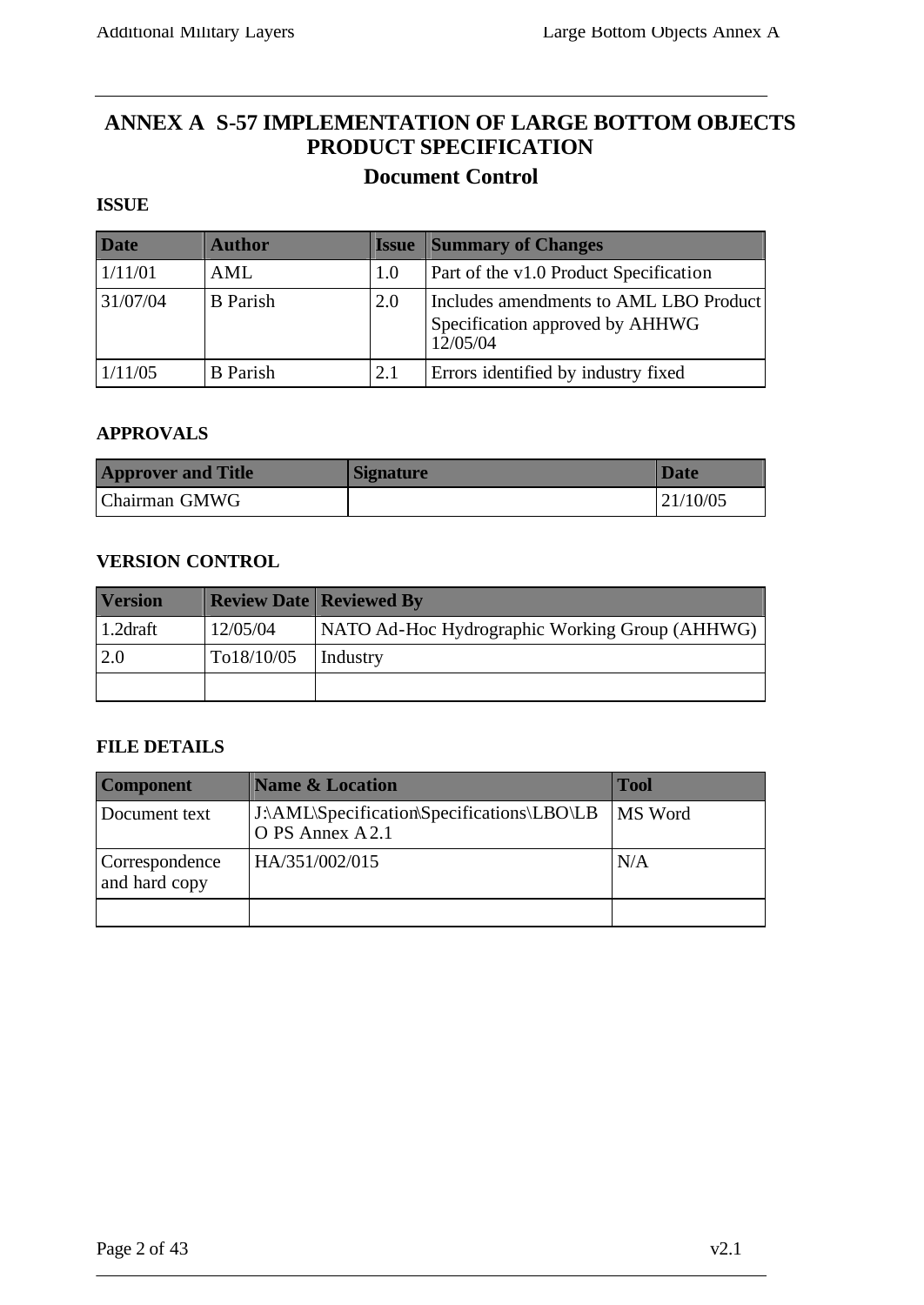# ANNEX A S-57 IMPLEMENTATION OF LARGE BOTTOM OBJECTS PRODUCT SPECIFICATION

## Document Control

### ISSUE

| Date | Author | Issue | Summary of Changes |
|---|---|---|---|
| 1/11/01 | AML | 1.0 | Part of the v1.0 Product Specification |
| 31/07/04 | B Parish | 2.0 | Includes amendments to AML LBO Product Specification approved by AHHWG 12/05/04 |
| 1/11/05 | B Parish | 2.1 | Errors identified by industry fixed |

### APPROVALS

| Approver and Title | Signature | Date |
|---|---|---|
| Chairman GMWG | | 21/10/05 |

### VERSION CONTROL

| Version | Review Date | Reviewed By |
|---|---|---|
| 1.2draft | 12/05/04 | NATO Ad-Hoc Hydrographic Working Group (AHHWG) |
| 2.0 | To18/10/05 | Industry |
| | | |

### FILE DETAILS

| Component | Name & Location | Tool |
|---|---|---|
| Document text | J:\AML\Specification\Specifications\LBO\LBO PS Annex A2.1 | MS Word |
| Correspondence and hard copy | HA/351/002/015 | N/A |
| | | |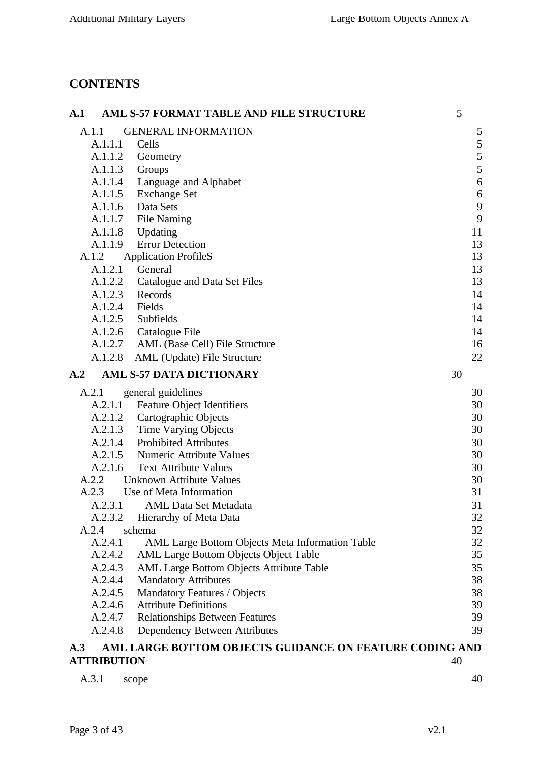## CONTENTS

**A.1 AML S-57 FORMAT TABLE AND FILE STRUCTURE** 5

- A.1.1 GENERAL INFORMATION 5
  - A.1.1.1 Cells 5
  - A.1.1.2 Geometry 5
  - A.1.1.3 Groups 5
  - A.1.1.4 Language and Alphabet 6
  - A.1.1.5 Exchange Set 6
  - A.1.1.6 Data Sets 9
  - A.1.1.7 File Naming 9
  - A.1.1.8 Updating 11
  - A.1.1.9 Error Detection 13
- A.1.2 Application ProfileS 13
  - A.1.2.1 General 13
  - A.1.2.2 Catalogue and Data Set Files 13
  - A.1.2.3 Records 14
  - A.1.2.4 Fields 14
  - A.1.2.5 Subfields 14
  - A.1.2.6 Catalogue File 14
  - A.1.2.7 AML (Base Cell) File Structure 16
  - A.1.2.8 AML (Update) File Structure 22

**A.2 AML S-57 DATA DICTIONARY** 30

- A.2.1 general guidelines 30
  - A.2.1.1 Feature Object Identifiers 30
  - A.2.1.2 Cartographic Objects 30
  - A.2.1.3 Time Varying Objects 30
  - A.2.1.4 Prohibited Attributes 30
  - A.2.1.5 Numeric Attribute Values 30
  - A.2.1.6 Text Attribute Values 30
- A.2.2 Unknown Attribute Values 30
- A.2.3 Use of Meta Information 31
  - A.2.3.1 AML Data Set Metadata 31
  - A.2.3.2 Hierarchy of Meta Data 32
- A.2.4 schema 32
  - A.2.4.1 AML Large Bottom Objects Meta Information Table 32
  - A.2.4.2 AML Large Bottom Objects Object Table 35
  - A.2.4.3 AML Large Bottom Objects Attribute Table 35
  - A.2.4.4 Mandatory Attributes 38
  - A.2.4.5 Mandatory Features / Objects 38
  - A.2.4.6 Attribute Definitions 39
  - A.2.4.7 Relationships Between Features 39
  - A.2.4.8 Dependency Between Attributes 39

**A.3 AML LARGE BOTTOM OBJECTS GUIDANCE ON FEATURE CODING AND ATTRIBUTION** 40

- A.3.1 scope 40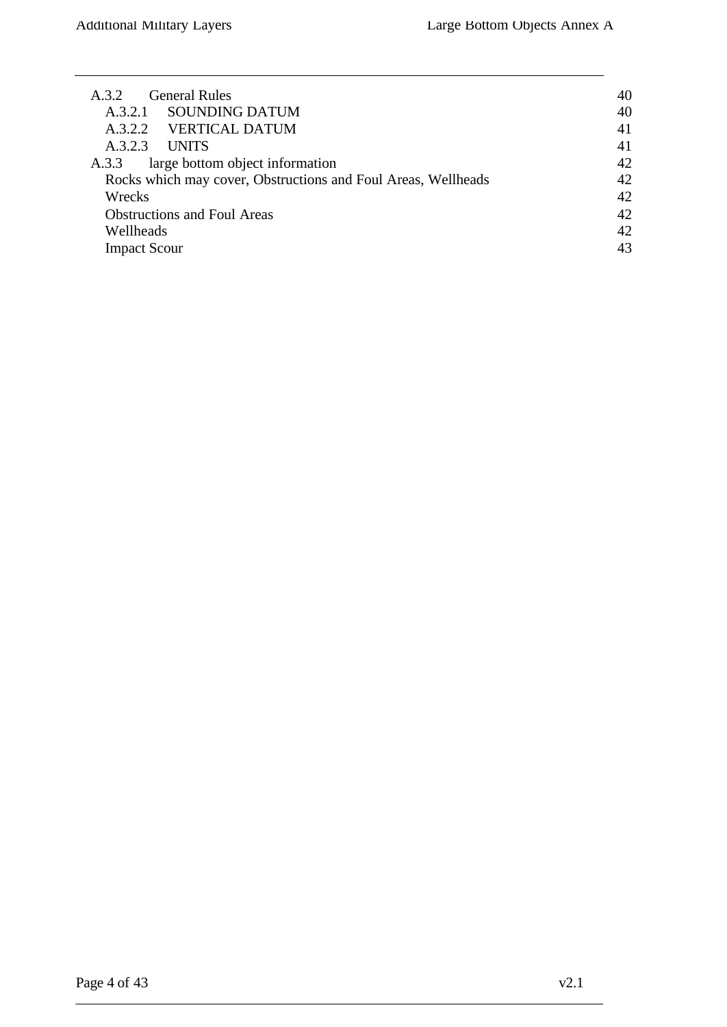| | |
|---|---|
| A.3.2 General Rules | 40 |
| A.3.2.1 SOUNDING DATUM | 40 |
| A.3.2.2 VERTICAL DATUM | 41 |
| A.3.2.3 UNITS | 41 |
| A.3.3 large bottom object information | 42 |
| Rocks which may cover, Obstructions and Foul Areas, Wellheads | 42 |
| Wrecks | 42 |
| Obstructions and Foul Areas | 42 |
| Wellheads | 42 |
| Impact Scour | 43 |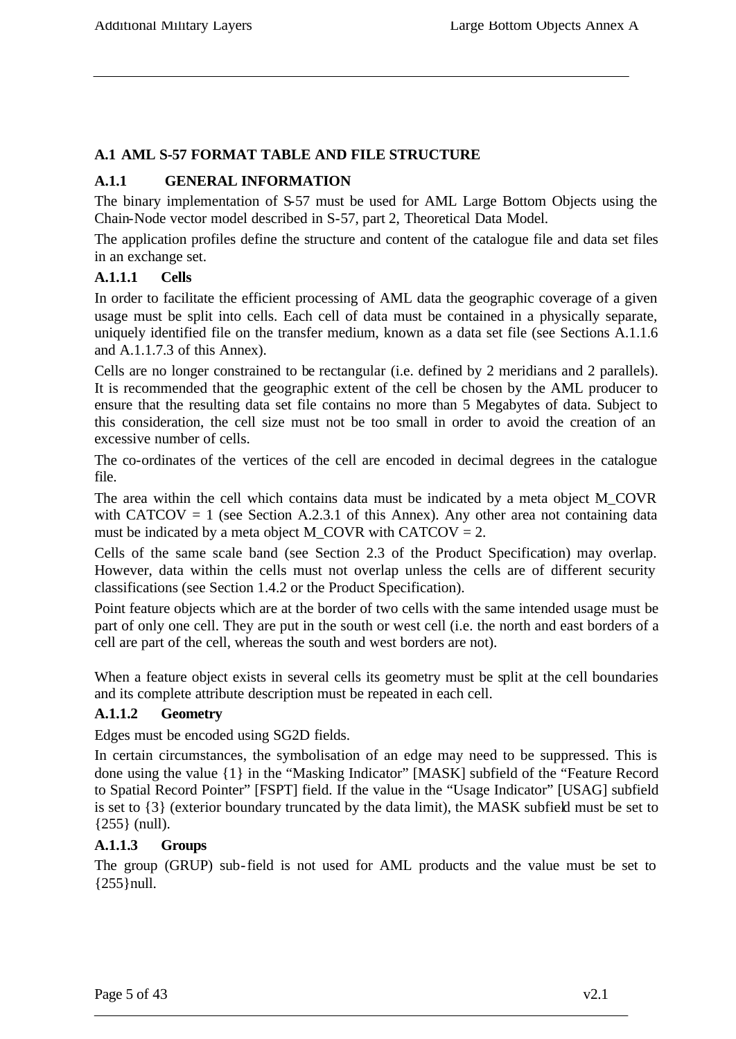## A.1 AML S-57 FORMAT TABLE AND FILE STRUCTURE

### A.1.1 GENERAL INFORMATION

The binary implementation of S-57 must be used for AML Large Bottom Objects using the Chain-Node vector model described in S-57, part 2, Theoretical Data Model.

The application profiles define the structure and content of the catalogue file and data set files in an exchange set.

#### A.1.1.1 Cells

In order to facilitate the efficient processing of AML data the geographic coverage of a given usage must be split into cells. Each cell of data must be contained in a physically separate, uniquely identified file on the transfer medium, known as a data set file (see Sections A.1.1.6 and A.1.1.7.3 of this Annex).

Cells are no longer constrained to be rectangular (i.e. defined by 2 meridians and 2 parallels). It is recommended that the geographic extent of the cell be chosen by the AML producer to ensure that the resulting data set file contains no more than 5 Megabytes of data. Subject to this consideration, the cell size must not be too small in order to avoid the creation of an excessive number of cells.

The co-ordinates of the vertices of the cell are encoded in decimal degrees in the catalogue file.

The area within the cell which contains data must be indicated by a meta object M_COVR with CATCOV = 1 (see Section A.2.3.1 of this Annex). Any other area not containing data must be indicated by a meta object M_COVR with CATCOV = 2.

Cells of the same scale band (see Section 2.3 of the Product Specification) may overlap. However, data within the cells must not overlap unless the cells are of different security classifications (see Section 1.4.2 or the Product Specification).

Point feature objects which are at the border of two cells with the same intended usage must be part of only one cell. They are put in the south or west cell (i.e. the north and east borders of a cell are part of the cell, whereas the south and west borders are not).

When a feature object exists in several cells its geometry must be split at the cell boundaries and its complete attribute description must be repeated in each cell.

#### A.1.1.2 Geometry

Edges must be encoded using SG2D fields.

In certain circumstances, the symbolisation of an edge may need to be suppressed. This is done using the value {1} in the “Masking Indicator” [MASK] subfield of the “Feature Record to Spatial Record Pointer” [FSPT] field. If the value in the “Usage Indicator” [USAG] subfield is set to {3} (exterior boundary truncated by the data limit), the MASK subfield must be set to {255} (null).

#### A.1.1.3 Groups

The group (GRUP) sub-field is not used for AML products and the value must be set to {255}null.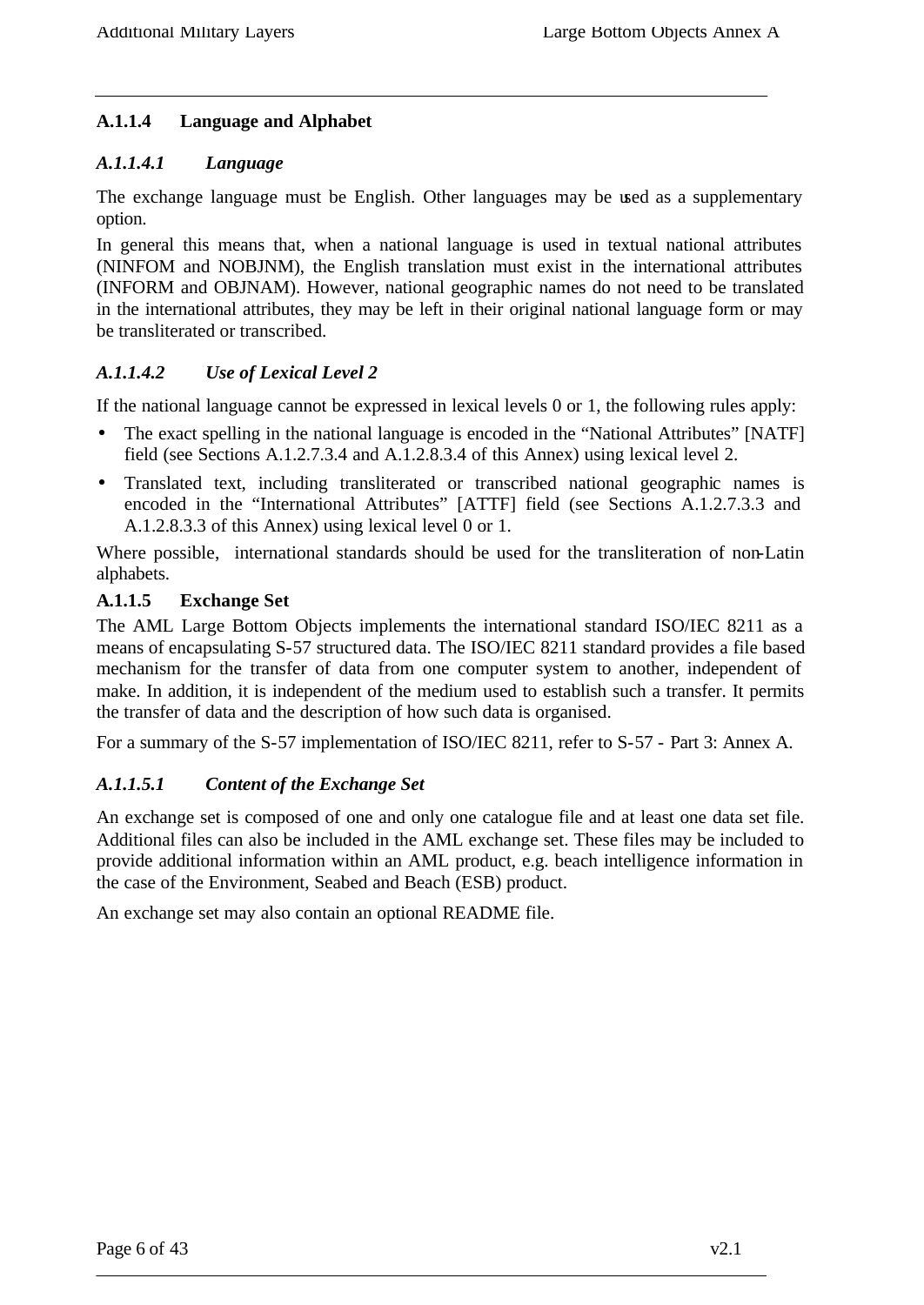### A.1.1.4 Language and Alphabet

#### *A.1.1.4.1 Language*

The exchange language must be English. Other languages may be used as a supplementary option.

In general this means that, when a national language is used in textual national attributes (NINFOM and NOBJNM), the English translation must exist in the international attributes (INFORM and OBJNAM). However, national geographic names do not need to be translated in the international attributes, they may be left in their original national language form or may be transliterated or transcribed.

#### *A.1.1.4.2 Use of Lexical Level 2*

If the national language cannot be expressed in lexical levels 0 or 1, the following rules apply:

- The exact spelling in the national language is encoded in the "National Attributes" [NATF] field (see Sections A.1.2.7.3.4 and A.1.2.8.3.4 of this Annex) using lexical level 2.
- Translated text, including transliterated or transcribed national geographic names is encoded in the "International Attributes" [ATTF] field (see Sections A.1.2.7.3.3 and A.1.2.8.3.3 of this Annex) using lexical level 0 or 1.

Where possible, international standards should be used for the transliteration of non-Latin alphabets.

### A.1.1.5 Exchange Set

The AML Large Bottom Objects implements the international standard ISO/IEC 8211 as a means of encapsulating S-57 structured data. The ISO/IEC 8211 standard provides a file based mechanism for the transfer of data from one computer system to another, independent of make. In addition, it is independent of the medium used to establish such a transfer. It permits the transfer of data and the description of how such data is organised.

For a summary of the S-57 implementation of ISO/IEC 8211, refer to S-57 - Part 3: Annex A.

#### *A.1.1.5.1 Content of the Exchange Set*

An exchange set is composed of one and only one catalogue file and at least one data set file. Additional files can also be included in the AML exchange set. These files may be included to provide additional information within an AML product, e.g. beach intelligence information in the case of the Environment, Seabed and Beach (ESB) product.

An exchange set may also contain an optional README file.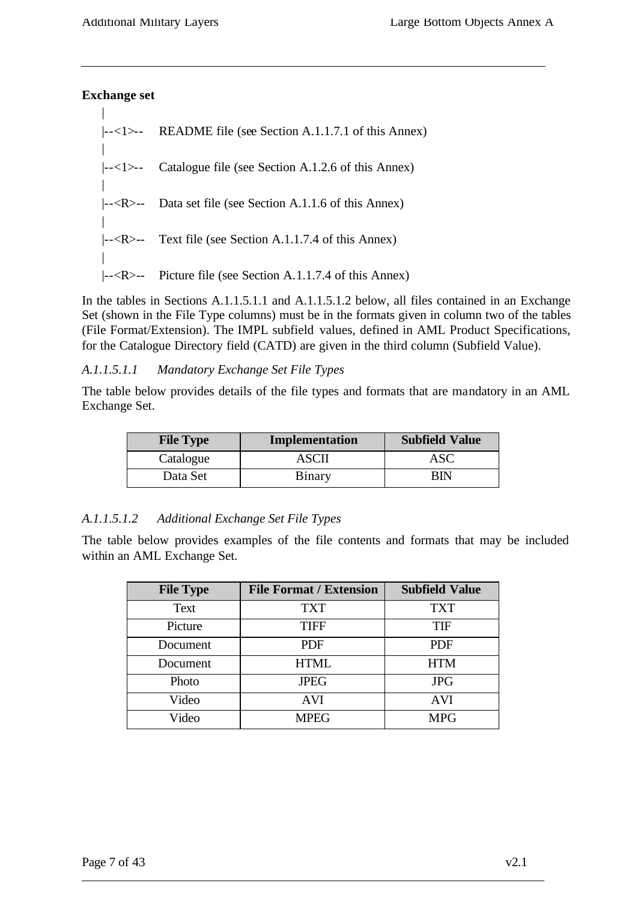**Exchange set**

```
|
|--<1>--    README file (see Section A.1.1.7.1 of this Annex)
|
|--<1>--    Catalogue file (see Section A.1.2.6 of this Annex)
|
|--<R>--    Data set file (see Section A.1.1.6 of this Annex)
|
|--<R>--    Text file (see Section A.1.1.7.4 of this Annex)
|
|--<R>--    Picture file (see Section A.1.1.7.4 of this Annex)
```

In the tables in Sections A.1.1.5.1.1 and A.1.1.5.1.2 below, all files contained in an Exchange Set (shown in the File Type columns) must be in the formats given in column two of the tables (File Format/Extension). The IMPL subfield values, defined in AML Product Specifications, for the Catalogue Directory field (CATD) are given in the third column (Subfield Value).

*A.1.1.5.1.1 Mandatory Exchange Set File Types*

The table below provides details of the file types and formats that are mandatory in an AML Exchange Set.

| File Type | Implementation | Subfield Value |
|---|---|---|
| Catalogue | ASCII | ASC |
| Data Set | Binary | BIN |

*A.1.1.5.1.2 Additional Exchange Set File Types*

The table below provides examples of the file contents and formats that may be included within an AML Exchange Set.

| File Type | File Format / Extension | Subfield Value |
|---|---|---|
| Text | TXT | TXT |
| Picture | TIFF | TIF |
| Document | PDF | PDF |
| Document | HTML | HTM |
| Photo | JPEG | JPG |
| Video | AVI | AVI |
| Video | MPEG | MPG |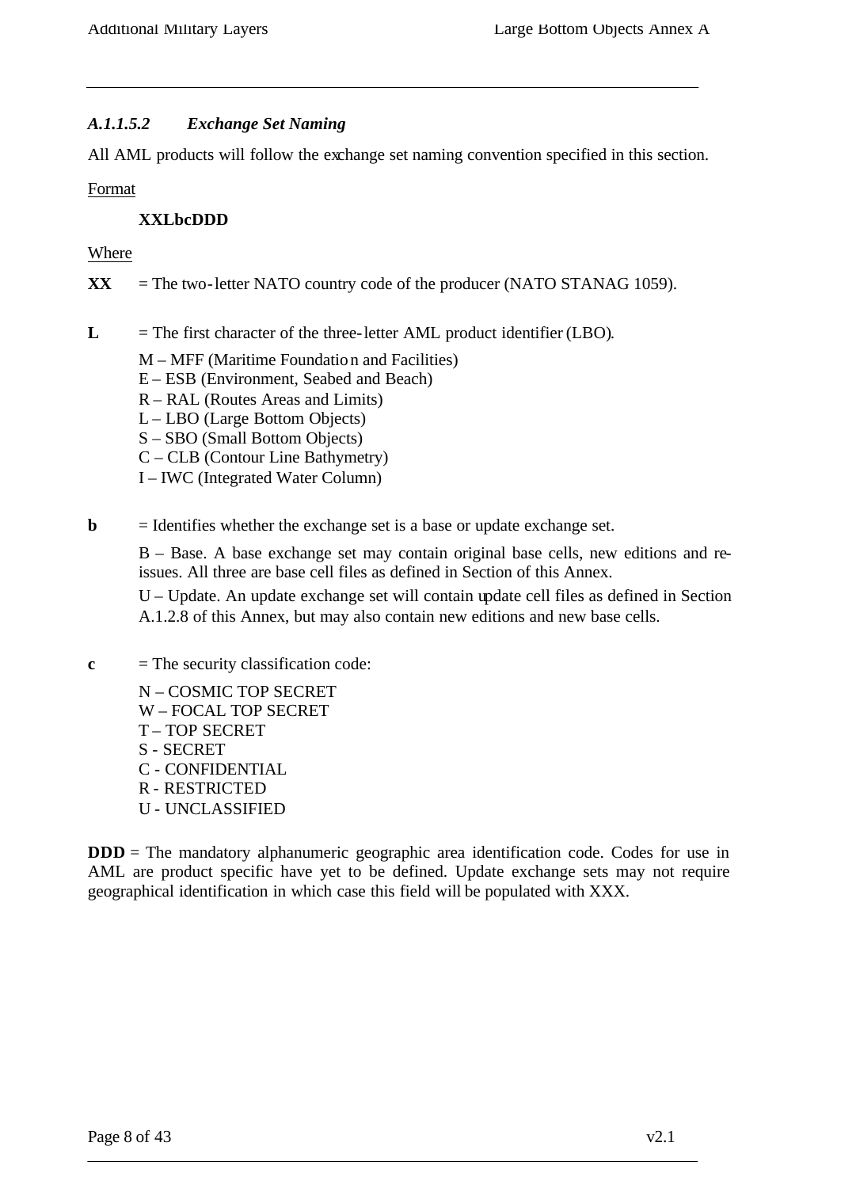#### *A.1.1.5.2 Exchange Set Naming*

All AML products will follow the exchange set naming convention specified in this section.

<u>Format</u>

**XXLbcDDD**

<u>Where</u>

**XX** = The two-letter NATO country code of the producer (NATO STANAG 1059).

**L** = The first character of the three-letter AML product identifier (LBO).

M – MFF (Maritime Foundation and Facilities)
E – ESB (Environment, Seabed and Beach)
R – RAL (Routes Areas and Limits)
L – LBO (Large Bottom Objects)
S – SBO (Small Bottom Objects)
C – CLB (Contour Line Bathymetry)
I – IWC (Integrated Water Column)

**b** = Identifies whether the exchange set is a base or update exchange set.

B – Base. A base exchange set may contain original base cells, new editions and re-issues. All three are base cell files as defined in Section of this Annex.

U – Update. An update exchange set will contain update cell files as defined in Section A.1.2.8 of this Annex, but may also contain new editions and new base cells.

**c** = The security classification code:

N – COSMIC TOP SECRET
W – FOCAL TOP SECRET
T – TOP SECRET
S - SECRET
C - CONFIDENTIAL
R - RESTRICTED
U - UNCLASSIFIED

**DDD** = The mandatory alphanumeric geographic area identification code. Codes for use in AML are product specific have yet to be defined. Update exchange sets may not require geographical identification in which case this field will be populated with XXX.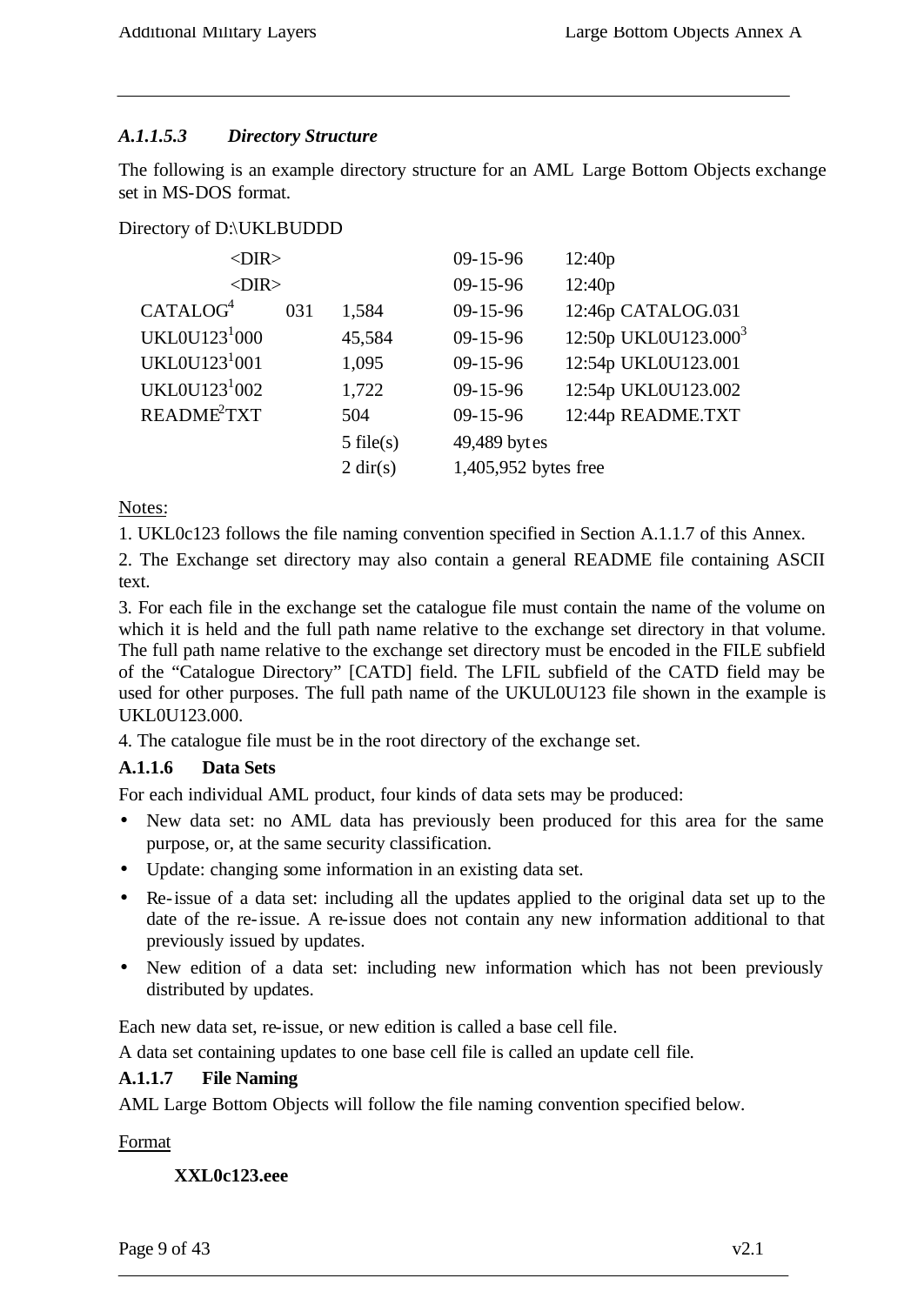#### *A.1.1.5.3 Directory Structure*

The following is an example directory structure for an AML Large Bottom Objects exchange set in MS-DOS format.

Directory of D:\UKLBUDDD

| | | | | |
|---|---|---|---|---|
| <DIR> | | | 09-15-96 | 12:40p |
| <DIR> | | | 09-15-96 | 12:40p |
| CATALOG[4] | 031 | 1,584 | 09-15-96 | 12:46p CATALOG.031 |
| UKL0U123[1]000 | | 45,584 | 09-15-96 | 12:50p UKL0U123.000[3] |
| UKL0U123[1]001 | | 1,095 | 09-15-96 | 12:54p UKL0U123.001 |
| UKL0U123[1]002 | | 1,722 | 09-15-96 | 12:54p UKL0U123.002 |
| README[2]TXT | | 504 | 09-15-96 | 12:44p README.TXT |
| | | 5 file(s) | 49,489 bytes | |
| | | 2 dir(s) | 1,405,952 bytes free | |

Notes:

1. UKL0c123 follows the file naming convention specified in Section A.1.1.7 of this Annex.

2. The Exchange set directory may also contain a general README file containing ASCII text.

3. For each file in the exchange set the catalogue file must contain the name of the volume on which it is held and the full path name relative to the exchange set directory in that volume. The full path name relative to the exchange set directory must be encoded in the FILE subfield of the "Catalogue Directory" [CATD] field. The LFIL subfield of the CATD field may be used for other purposes. The full path name of the UKUL0U123 file shown in the example is UKL0U123.000.

4. The catalogue file must be in the root directory of the exchange set.

### A.1.1.6 Data Sets

For each individual AML product, four kinds of data sets may be produced:

- New data set: no AML data has previously been produced for this area for the same purpose, or, at the same security classification.
- Update: changing some information in an existing data set.
- Re-issue of a data set: including all the updates applied to the original data set up to the date of the re-issue. A re-issue does not contain any new information additional to that previously issued by updates.
- New edition of a data set: including new information which has not been previously distributed by updates.

Each new data set, re-issue, or new edition is called a base cell file.

A data set containing updates to one base cell file is called an update cell file.

### A.1.1.7 File Naming

AML Large Bottom Objects will follow the file naming convention specified below.

Format

**XXL0c123.eee**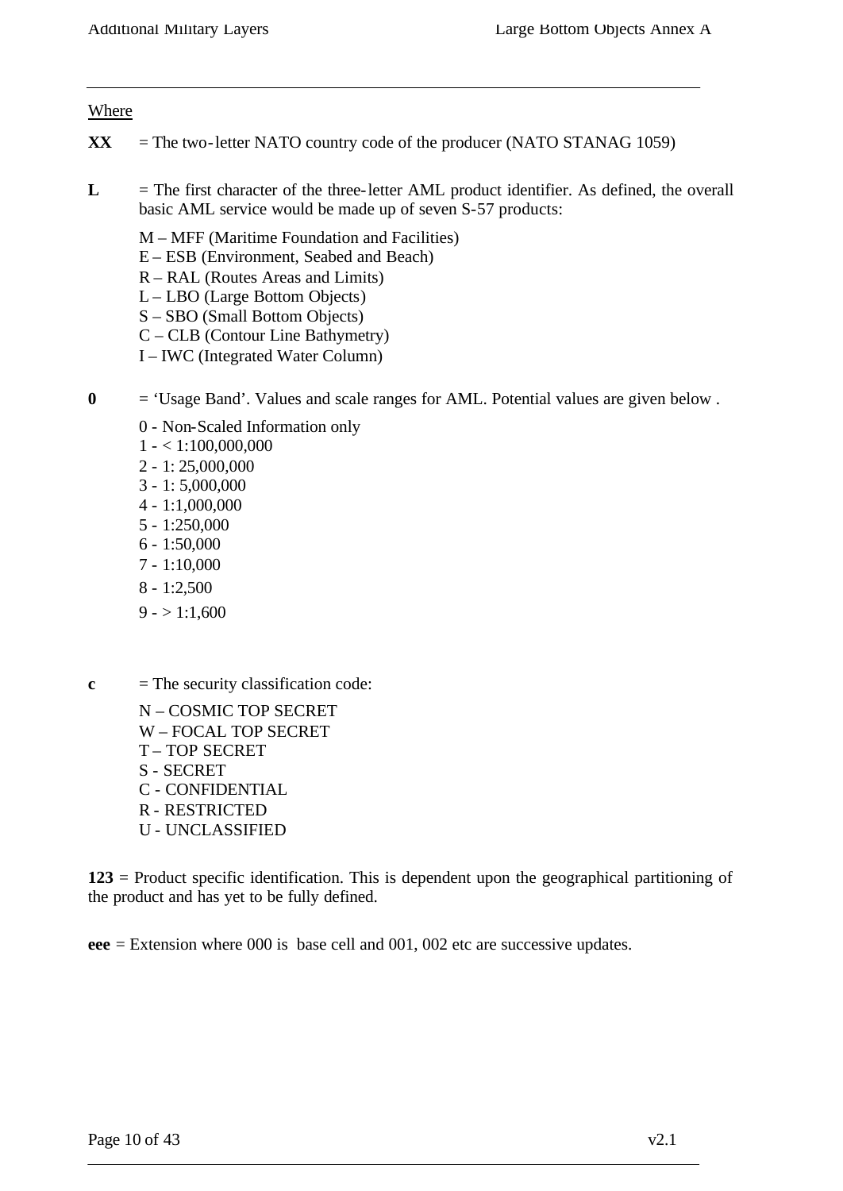Where

**XX** = The two-letter NATO country code of the producer (NATO STANAG 1059)

**L** = The first character of the three-letter AML product identifier. As defined, the overall basic AML service would be made up of seven S-57 products:

M – MFF (Maritime Foundation and Facilities)
E – ESB (Environment, Seabed and Beach)
R – RAL (Routes Areas and Limits)
L – LBO (Large Bottom Objects)
S – SBO (Small Bottom Objects)
C – CLB (Contour Line Bathymetry)
I – IWC (Integrated Water Column)

**0** = 'Usage Band'. Values and scale ranges for AML. Potential values are given below .

0 - Non-Scaled Information only
1 - < 1:100,000,000
2 - 1: 25,000,000
3 - 1: 5,000,000
4 - 1:1,000,000
5 - 1:250,000
6 - 1:50,000
7 - 1:10,000
8 - 1:2,500
9 - > 1:1,600

**c** = The security classification code:

N – COSMIC TOP SECRET
W – FOCAL TOP SECRET
T – TOP SECRET
S - SECRET
C - CONFIDENTIAL
R - RESTRICTED
U - UNCLASSIFIED

**123** = Product specific identification. This is dependent upon the geographical partitioning of the product and has yet to be fully defined.

**eee** = Extension where 000 is base cell and 001, 002 etc are successive updates.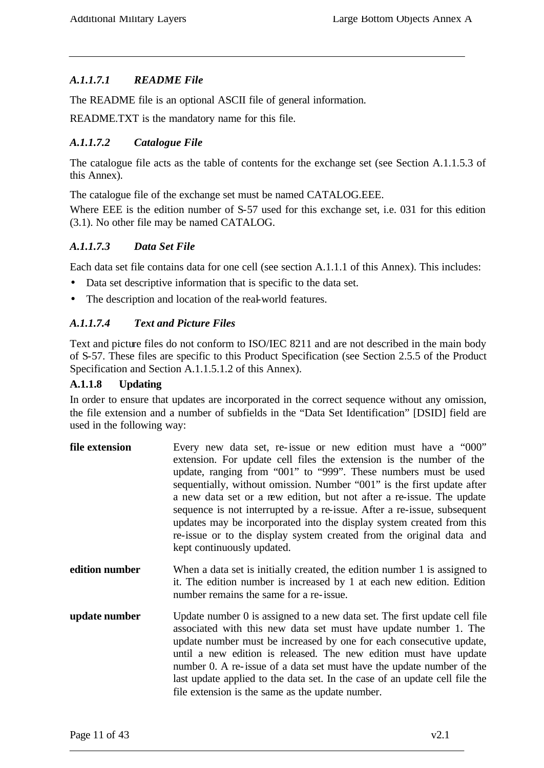#### *A.1.1.7.1 README File*

The README file is an optional ASCII file of general information.

README.TXT is the mandatory name for this file.

#### *A.1.1.7.2 Catalogue File*

The catalogue file acts as the table of contents for the exchange set (see Section A.1.1.5.3 of this Annex).

The catalogue file of the exchange set must be named CATALOG.EEE.

Where EEE is the edition number of S-57 used for this exchange set, i.e. 031 for this edition (3.1). No other file may be named CATALOG.

#### *A.1.1.7.3 Data Set File*

Each data set file contains data for one cell (see section A.1.1.1 of this Annex). This includes:

- Data set descriptive information that is specific to the data set.
- The description and location of the real-world features.

#### *A.1.1.7.4 Text and Picture Files*

Text and picture files do not conform to ISO/IEC 8211 and are not described in the main body of S-57. These files are specific to this Product Specification (see Section 2.5.5 of the Product Specification and Section A.1.1.5.1.2 of this Annex).

### A.1.1.8 Updating

In order to ensure that updates are incorporated in the correct sequence without any omission, the file extension and a number of subfields in the "Data Set Identification" [DSID] field are used in the following way:

**file extension** Every new data set, re-issue or new edition must have a "000" extension. For update cell files the extension is the number of the update, ranging from "001" to "999". These numbers must be used sequentially, without omission. Number "001" is the first update after a new data set or a new edition, but not after a re-issue. The update sequence is not interrupted by a re-issue. After a re-issue, subsequent updates may be incorporated into the display system created from this re-issue or to the display system created from the original data and kept continuously updated.

**edition number** When a data set is initially created, the edition number 1 is assigned to it. The edition number is increased by 1 at each new edition. Edition number remains the same for a re-issue.

**update number** Update number 0 is assigned to a new data set. The first update cell file associated with this new data set must have update number 1. The update number must be increased by one for each consecutive update, until a new edition is released. The new edition must have update number 0. A re-issue of a data set must have the update number of the last update applied to the data set. In the case of an update cell file the file extension is the same as the update number.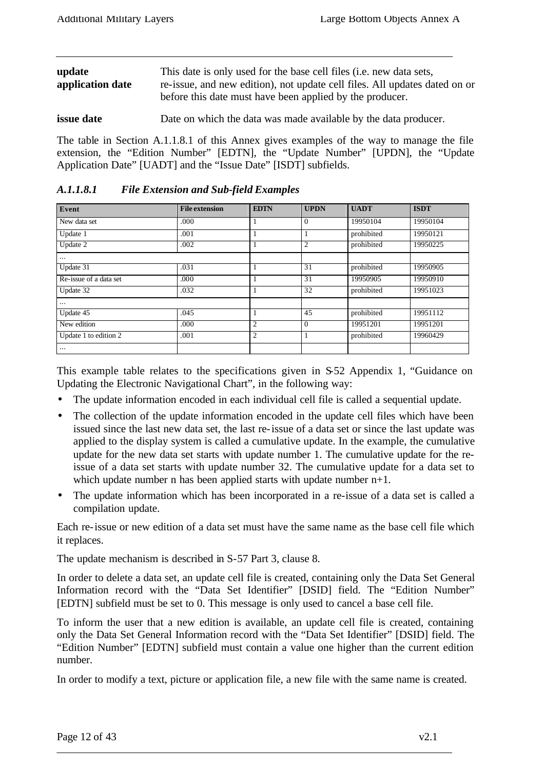**update application date** This date is only used for the base cell files (i.e. new data sets, re-issue, and new edition), not update cell files. All updates dated on or before this date must have been applied by the producer.

**issue date** Date on which the data was made available by the data producer.

The table in Section A.1.1.8.1 of this Annex gives examples of the way to manage the file extension, the "Edition Number" [EDTN], the "Update Number" [UPDN], the "Update Application Date" [UADT] and the "Issue Date" [ISDT] subfields.

### *A.1.1.8.1 File Extension and Sub-field Examples*

| Event | File extension | EDTN | UPDN | UADT | ISDT |
|---|---|---|---|---|---|
| New data set | .000 | 1 | 0 | 19950104 | 19950104 |
| Update 1 | .001 | 1 | 1 | prohibited | 19950121 |
| Update 2 | .002 | 1 | 2 | prohibited | 19950225 |
| ... | | | | | |
| Update 31 | .031 | 1 | 31 | prohibited | 19950905 |
| Re-issue of a data set | .000 | 1 | 31 | 19950905 | 19950910 |
| Update 32 | .032 | 1 | 32 | prohibited | 19951023 |
| ... | | | | | |
| Update 45 | .045 | 1 | 45 | prohibited | 19951112 |
| New edition | .000 | 2 | 0 | 19951201 | 19951201 |
| Update 1 to edition 2 | .001 | 2 | 1 | prohibited | 19960429 |
| ... | | | | | |

This example table relates to the specifications given in S-52 Appendix 1, "Guidance on Updating the Electronic Navigational Chart", in the following way:

- The update information encoded in each individual cell file is called a sequential update.
- The collection of the update information encoded in the update cell files which have been issued since the last new data set, the last re-issue of a data set or since the last update was applied to the display system is called a cumulative update. In the example, the cumulative update for the new data set starts with update number 1. The cumulative update for the re-issue of a data set starts with update number 32. The cumulative update for a data set to which update number n has been applied starts with update number n+1.
- The update information which has been incorporated in a re-issue of a data set is called a compilation update.

Each re-issue or new edition of a data set must have the same name as the base cell file which it replaces.

The update mechanism is described in S-57 Part 3, clause 8.

In order to delete a data set, an update cell file is created, containing only the Data Set General Information record with the "Data Set Identifier" [DSID] field. The "Edition Number" [EDTN] subfield must be set to 0. This message is only used to cancel a base cell file.

To inform the user that a new edition is available, an update cell file is created, containing only the Data Set General Information record with the "Data Set Identifier" [DSID] field. The "Edition Number" [EDTN] subfield must contain a value one higher than the current edition number.

In order to modify a text, picture or application file, a new file with the same name is created.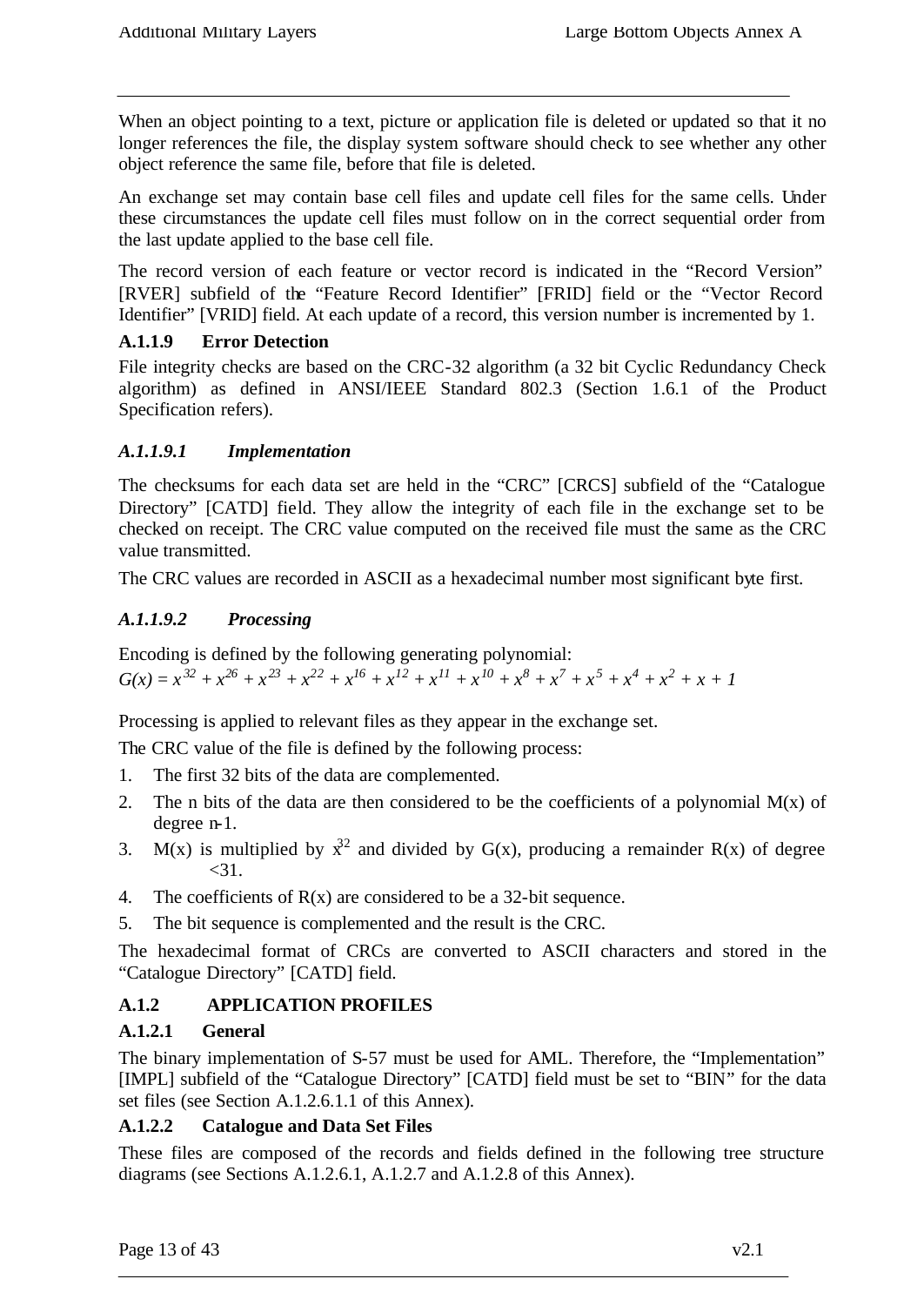When an object pointing to a text, picture or application file is deleted or updated so that it no longer references the file, the display system software should check to see whether any other object reference the same file, before that file is deleted.

An exchange set may contain base cell files and update cell files for the same cells. Under these circumstances the update cell files must follow on in the correct sequential order from the last update applied to the base cell file.

The record version of each feature or vector record is indicated in the "Record Version" [RVER] subfield of the "Feature Record Identifier" [FRID] field or the "Vector Record Identifier" [VRID] field. At each update of a record, this version number is incremented by 1.

### A.1.1.9 Error Detection

File integrity checks are based on the CRC-32 algorithm (a 32 bit Cyclic Redundancy Check algorithm) as defined in ANSI/IEEE Standard 802.3 (Section 1.6.1 of the Product Specification refers).

#### *A.1.1.9.1 Implementation*

The checksums for each data set are held in the "CRC" [CRCS] subfield of the "Catalogue Directory" [CATD] field. They allow the integrity of each file in the exchange set to be checked on receipt. The CRC value computed on the received file must the same as the CRC value transmitted.

The CRC values are recorded in ASCII as a hexadecimal number most significant byte first.

#### *A.1.1.9.2 Processing*

Encoding is defined by the following generating polynomial:

$$G(x) = x^{32} + x^{26} + x^{23} + x^{22} + x^{16} + x^{12} + x^{11} + x^{10} + x^{8} + x^{7} + x^{5} + x^{4} + x^{2} + x + 1$$

Processing is applied to relevant files as they appear in the exchange set.

The CRC value of the file is defined by the following process:

1. The first 32 bits of the data are complemented.
2. The n bits of the data are then considered to be the coefficients of a polynomial M(x) of degree n-1.
3. M(x) is multiplied by $x^{32}$ and divided by G(x), producing a remainder R(x) of degree <31.
4. The coefficients of R(x) are considered to be a 32-bit sequence.
5. The bit sequence is complemented and the result is the CRC.

The hexadecimal format of CRCs are converted to ASCII characters and stored in the "Catalogue Directory" [CATD] field.

## A.1.2 APPLICATION PROFILES

### A.1.2.1 General

The binary implementation of S-57 must be used for AML. Therefore, the "Implementation" [IMPL] subfield of the "Catalogue Directory" [CATD] field must be set to "BIN" for the data set files (see Section A.1.2.6.1.1 of this Annex).

### A.1.2.2 Catalogue and Data Set Files

These files are composed of the records and fields defined in the following tree structure diagrams (see Sections A.1.2.6.1, A.1.2.7 and A.1.2.8 of this Annex).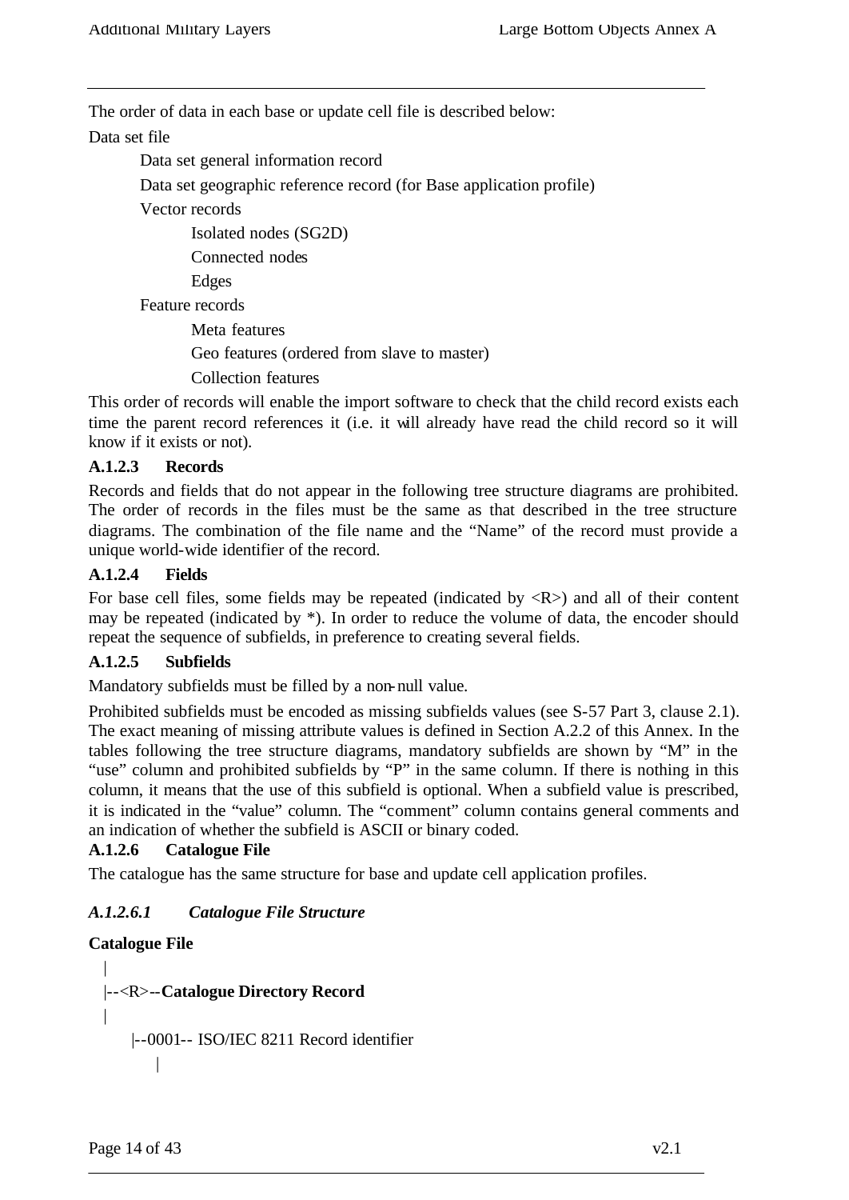The order of data in each base or update cell file is described below:

Data set file

- Data set general information record
- Data set geographic reference record (for Base application profile)
- Vector records
    - Isolated nodes (SG2D)
    - Connected nodes
    - Edges
- Feature records
    - Meta features
    - Geo features (ordered from slave to master)
    - Collection features

This order of records will enable the import software to check that the child record exists each time the parent record references it (i.e. it will already have read the child record so it will know if it exists or not).

### A.1.2.3 Records

Records and fields that do not appear in the following tree structure diagrams are prohibited. The order of records in the files must be the same as that described in the tree structure diagrams. The combination of the file name and the "Name" of the record must provide a unique world-wide identifier of the record.

### A.1.2.4 Fields

For base cell files, some fields may be repeated (indicated by <R>) and all of their content may be repeated (indicated by *). In order to reduce the volume of data, the encoder should repeat the sequence of subfields, in preference to creating several fields.

### A.1.2.5 Subfields

Mandatory subfields must be filled by a non-null value.

Prohibited subfields must be encoded as missing subfields values (see S-57 Part 3, clause 2.1). The exact meaning of missing attribute values is defined in Section A.2.2 of this Annex. In the tables following the tree structure diagrams, mandatory subfields are shown by "M" in the "use" column and prohibited subfields by "P" in the same column. If there is nothing in this column, it means that the use of this subfield is optional. When a subfield value is prescribed, it is indicated in the "value" column. The "comment" column contains general comments and an indication of whether the subfield is ASCII or binary coded.

### A.1.2.6 Catalogue File

The catalogue has the same structure for base and update cell application profiles.

#### *A.1.2.6.1 Catalogue File Structure*

**Catalogue File**

```
  |
  |--<R>--Catalogue Directory Record
  |
       |--0001-- ISO/IEC 8211 Record identifier
            |
```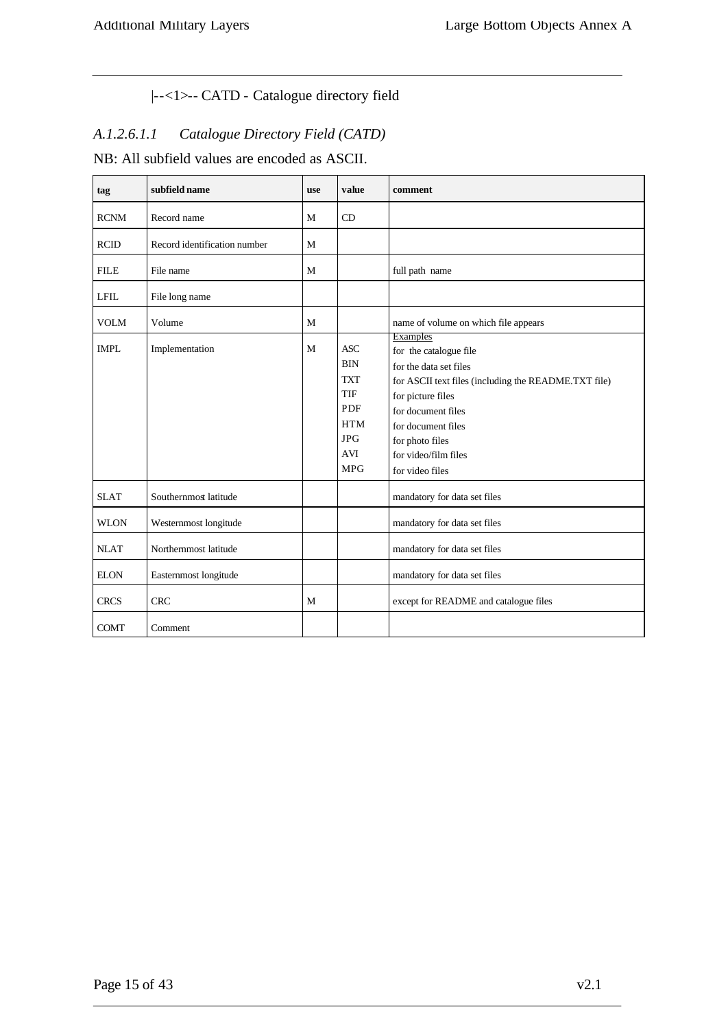|--<1>-- CATD - Catalogue directory field

### *A.1.2.6.1.1 Catalogue Directory Field (CATD)*

NB: All subfield values are encoded as ASCII.

| tag | subfield name | use | value | comment |
|---|---|---|---|---|
| RCNM | Record name | M | CD | |
| RCID | Record identification number | M | | |
| FILE | File name | M | | full path name |
| LFIL | File long name | | | |
| VOLM | Volume | M | | name of volume on which file appears |
| IMPL | Implementation | M | ASC<br>BIN<br>TXT<br>TIF<br>PDF<br>HTM<br>JPG<br>AVI<br>MPG | Examples<br>for the catalogue file<br>for the data set files<br>for ASCII text files (including the README.TXT file)<br>for picture files<br>for document files<br>for document files<br>for photo files<br>for video/film files<br>for video files |
| SLAT | Southernmost latitude | | | mandatory for data set files |
| WLON | Westernmost longitude | | | mandatory for data set files |
| NLAT | Northernmost latitude | | | mandatory for data set files |
| ELON | Easternmost longitude | | | mandatory for data set files |
| CRCS | CRC | M | | except for README and catalogue files |
| COMT | Comment | | | |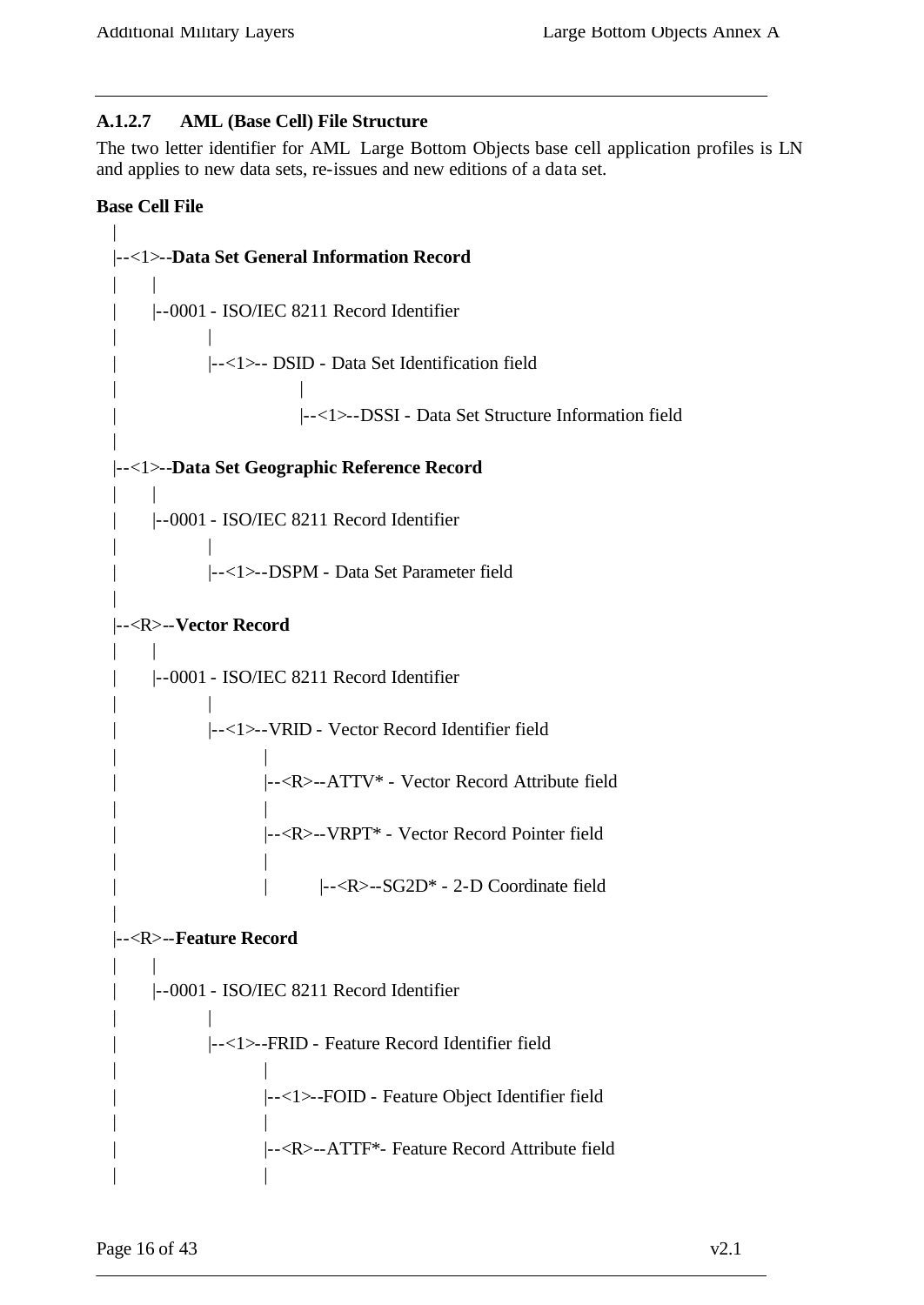### A.1.2.7 AML (Base Cell) File Structure

The two letter identifier for AML Large Bottom Objects base cell application profiles is LN and applies to new data sets, re-issues and new editions of a data set.

**Base Cell File**

```
  |
  |--<1>--Data Set General Information Record
  |      |
  |      |--0001 - ISO/IEC 8211 Record Identifier
  |              |
  |              |--<1>-- DSID - Data Set Identification field
  |                           |
  |                           |--<1>--DSSI - Data Set Structure Information field
  |
  |--<1>--Data Set Geographic Reference Record
  |      |
  |      |--0001 - ISO/IEC 8211 Record Identifier
  |              |
  |              |--<1>--DSPM - Data Set Parameter field
  |
  |--<R>--Vector Record
  |      |
  |      |--0001 - ISO/IEC 8211 Record Identifier
  |              |
  |              |--<1>--VRID - Vector Record Identifier field
  |                      |
  |                      |--<R>--ATTV* - Vector Record Attribute field
  |                      |
  |                      |--<R>--VRPT* - Vector Record Pointer field
  |                      |
  |                      |        |--<R>--SG2D* - 2-D Coordinate field
  |
  |--<R>--Feature Record
  |      |
  |      |--0001 - ISO/IEC 8211 Record Identifier
  |              |
  |              |--<1>--FRID - Feature Record Identifier field
  |                      |
  |                      |--<1>--FOID - Feature Object Identifier field
  |                      |
  |                      |--<R>--ATTF*- Feature Record Attribute field
  |                      |
```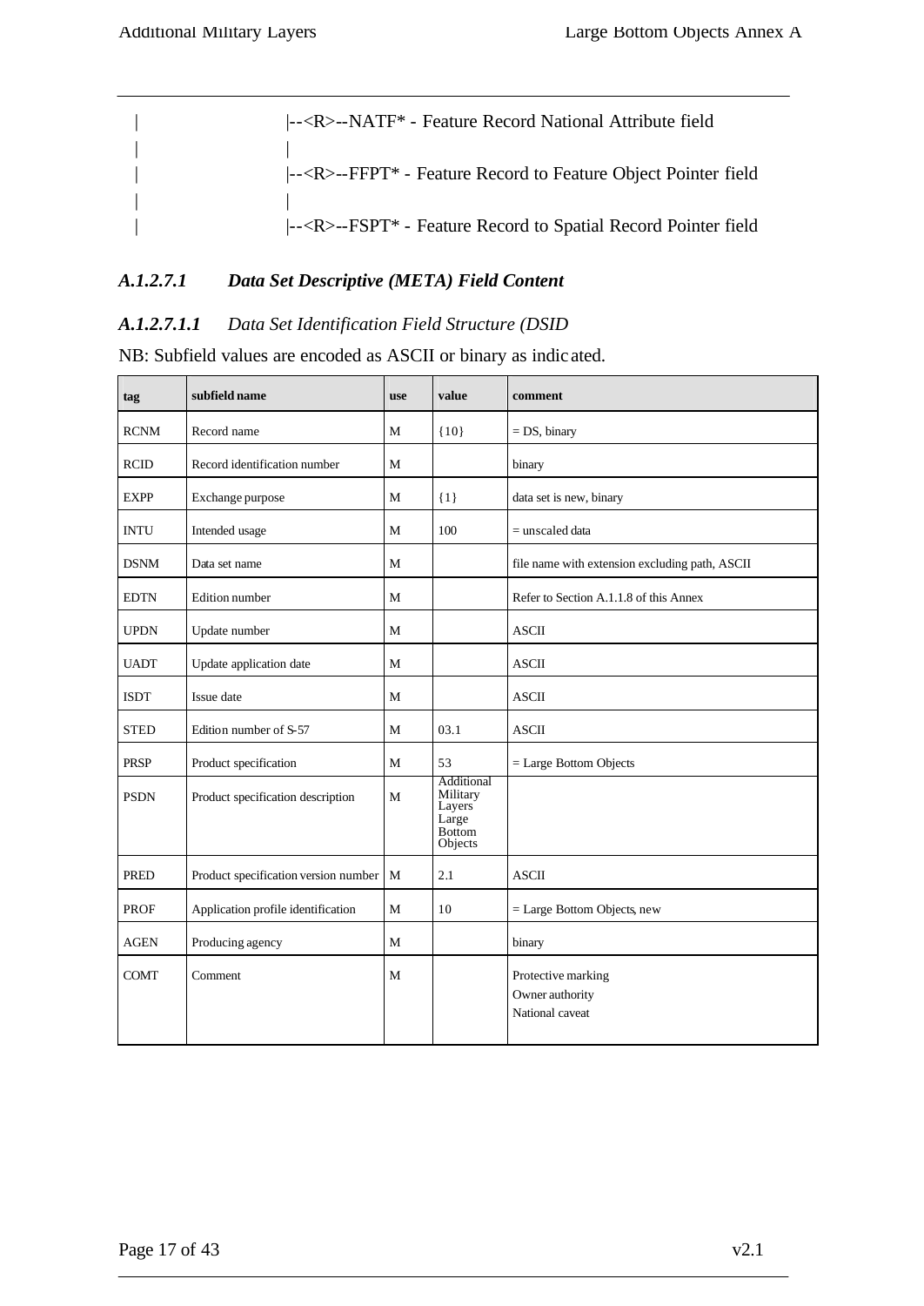```
|                  |--<R>--NATF* - Feature Record National Attribute field
|                  |
|                  |--<R>--FFPT* - Feature Record to Feature Object Pointer field
|                  |
|                  |--<R>--FSPT* - Feature Record to Spatial Record Pointer field
```

### *A.1.2.7.1 Data Set Descriptive (META) Field Content*

#### *A.1.2.7.1.1 Data Set Identification Field Structure (DSID*

NB: Subfield values are encoded as ASCII or binary as indicated.

| tag | subfield name | use | value | comment |
|---|---|---|---|---|
| RCNM | Record name | M | {10} | = DS, binary |
| RCID | Record identification number | M | | binary |
| EXPP | Exchange purpose | M | {1} | data set is new, binary |
| INTU | Intended usage | M | 100 | = unscaled data |
| DSNM | Data set name | M | | file name with extension excluding path, ASCII |
| EDTN | Edition number | M | | Refer to Section A.1.1.8 of this Annex |
| UPDN | Update number | M | | ASCII |
| UADT | Update application date | M | | ASCII |
| ISDT | Issue date | M | | ASCII |
| STED | Edition number of S-57 | M | 03.1 | ASCII |
| PRSP | Product specification | M | 53 | = Large Bottom Objects |
| PSDN | Product specification description | M | Additional Military Layers Large Bottom Objects | |
| PRED | Product specification version number | M | 2.1 | ASCII |
| PROF | Application profile identification | M | 10 | = Large Bottom Objects, new |
| AGEN | Producing agency | M | | binary |
| COMT | Comment | M | | Protective marking<br>Owner authority<br>National caveat |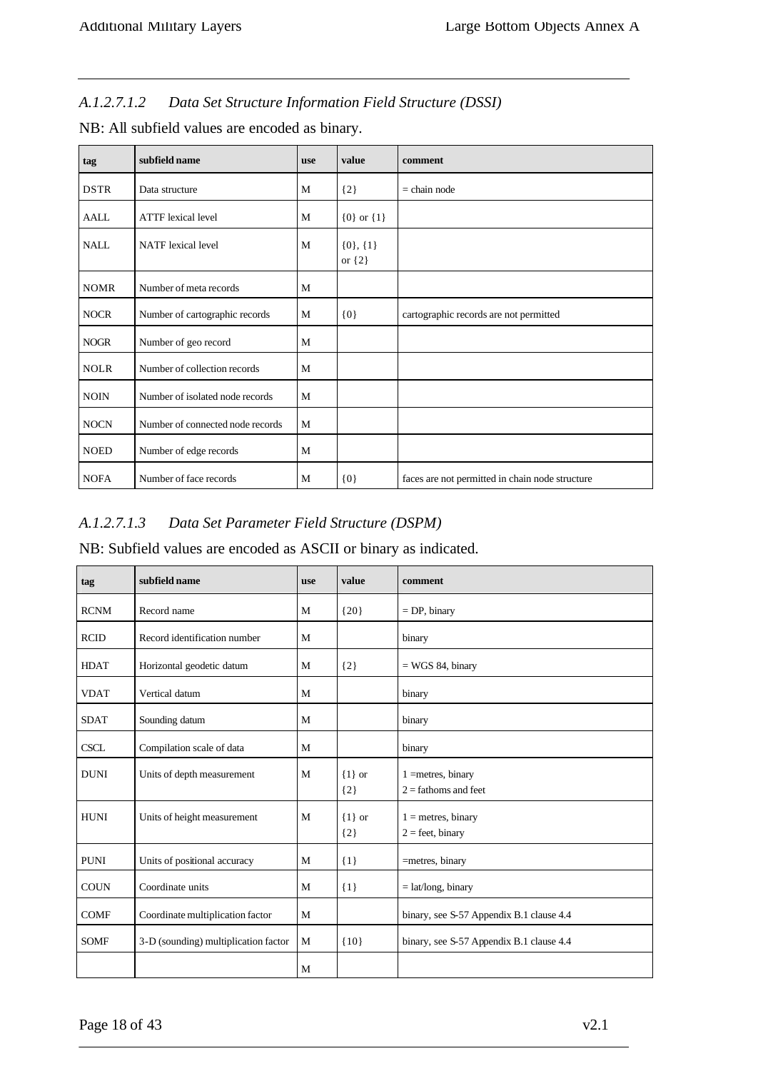### *A.1.2.7.1.2 Data Set Structure Information Field Structure (DSSI)*

NB: All subfield values are encoded as binary.

| tag | subfield name | use | value | comment |
|---|---|---|---|---|
| DSTR | Data structure | M | {2} | = chain node |
| AALL | ATTF lexical level | M | {0} or {1} | |
| NALL | NATF lexical level | M | {0}, {1} or {2} | |
| NOMR | Number of meta records | M | | |
| NOCR | Number of cartographic records | M | {0} | cartographic records are not permitted |
| NOGR | Number of geo record | M | | |
| NOLR | Number of collection records | M | | |
| NOIN | Number of isolated node records | M | | |
| NOCN | Number of connected node records | M | | |
| NOED | Number of edge records | M | | |
| NOFA | Number of face records | M | {0} | faces are not permitted in chain node structure |

### *A.1.2.7.1.3 Data Set Parameter Field Structure (DSPM)*

NB: Subfield values are encoded as ASCII or binary as indicated.

| tag | subfield name | use | value | comment |
|---|---|---|---|---|
| RCNM | Record name | M | {20} | = DP, binary |
| RCID | Record identification number | M | | binary |
| HDAT | Horizontal geodetic datum | M | {2} | = WGS 84, binary |
| VDAT | Vertical datum | M | | binary |
| SDAT | Sounding datum | M | | binary |
| CSCL | Compilation scale of data | M | | binary |
| DUNI | Units of depth measurement | M | {1} or {2} | 1 =metres, binary<br>2 = fathoms and feet |
| HUNI | Units of height measurement | M | {1} or {2} | 1 = metres, binary<br>2 = feet, binary |
| PUNI | Units of positional accuracy | M | {1} | =metres, binary |
| COUN | Coordinate units | M | {1} | = lat/long, binary |
| COMF | Coordinate multiplication factor | M | | binary, see S-57 Appendix B.1 clause 4.4 |
| SOMF | 3-D (sounding) multiplication factor | M | {10} | binary, see S-57 Appendix B.1 clause 4.4 |
| | | M | | |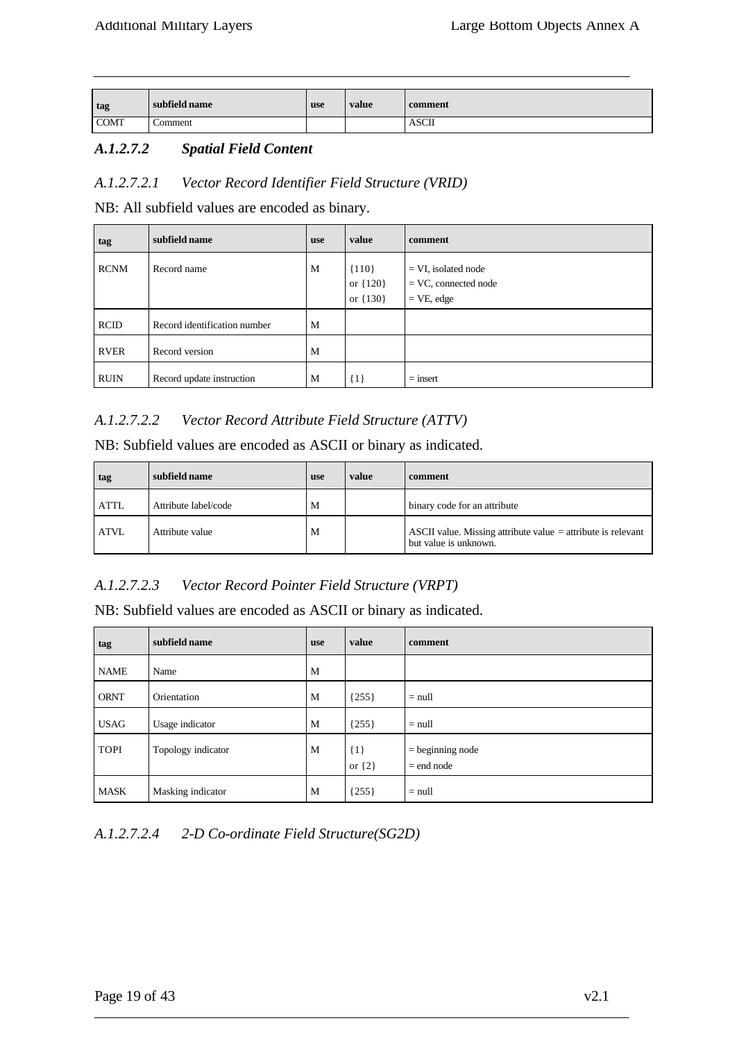| tag | subfield name | use | value | comment |
|---|---|---|---|---|
| COMT | Comment | | | ASCII |

### *A.1.2.7.2 Spatial Field Content*

#### *A.1.2.7.2.1 Vector Record Identifier Field Structure (VRID)*

NB: All subfield values are encoded as binary.

| tag | subfield name | use | value | comment |
|---|---|---|---|---|
| RCNM | Record name | M | {110} or {120} or {130} | = VI, isolated node = VC, connected node = VE, edge |
| RCID | Record identification number | M | | |
| RVER | Record version | M | | |
| RUIN | Record update instruction | M | {1} | = insert |

#### *A.1.2.7.2.2 Vector Record Attribute Field Structure (ATTV)*

NB: Subfield values are encoded as ASCII or binary as indicated.

| tag | subfield name | use | value | comment |
|---|---|---|---|---|
| ATTL | Attribute label/code | M | | binary code for an attribute |
| ATVL | Attribute value | M | | ASCII value. Missing attribute value = attribute is relevant but value is unknown. |

#### *A.1.2.7.2.3 Vector Record Pointer Field Structure (VRPT)*

NB: Subfield values are encoded as ASCII or binary as indicated.

| tag | subfield name | use | value | comment |
|---|---|---|---|---|
| NAME | Name | M | | |
| ORNT | Orientation | M | {255} | = null |
| USAG | Usage indicator | M | {255} | = null |
| TOPI | Topology indicator | M | {1} or {2} | = beginning node = end node |
| MASK | Masking indicator | M | {255} | = null |

#### *A.1.2.7.2.4 2-D Co-ordinate Field Structure(SG2D)*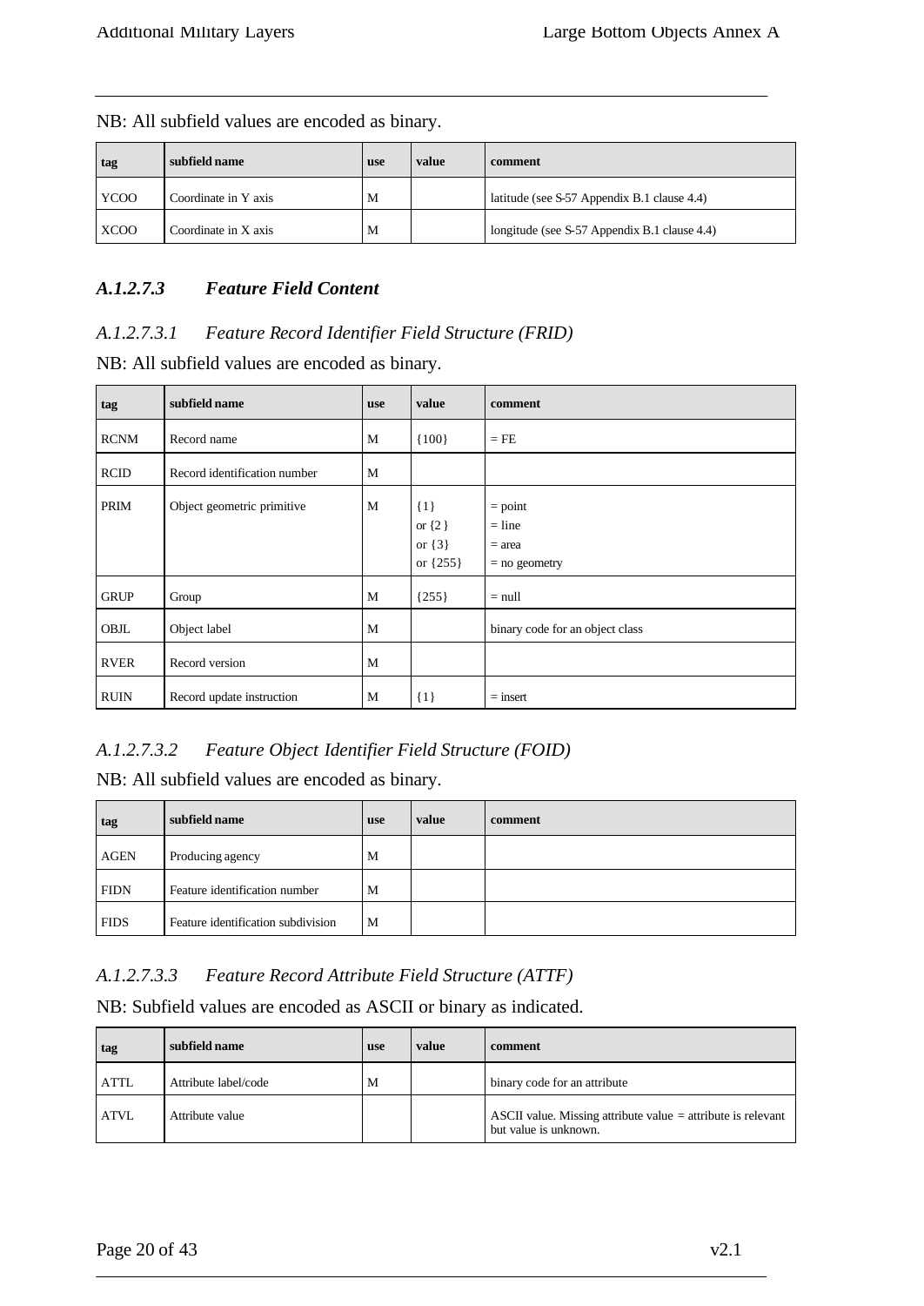NB: All subfield values are encoded as binary.

| tag | subfield name | use | value | comment |
|---|---|---|---|---|
| YCOO | Coordinate in Y axis | M | | latitude (see S-57 Appendix B.1 clause 4.4) |
| XCOO | Coordinate in X axis | M | | longitude (see S-57 Appendix B.1 clause 4.4) |

### *A.1.2.7.3 Feature Field Content*

#### *A.1.2.7.3.1 Feature Record Identifier Field Structure (FRID)*

NB: All subfield values are encoded as binary.

| tag | subfield name | use | value | comment |
|---|---|---|---|---|
| RCNM | Record name | M | {100} | = FE |
| RCID | Record identification number | M | | |
| PRIM | Object geometric primitive | M | {1}<br>or {2}<br>or {3}<br>or {255} | = point<br>= line<br>= area<br>= no geometry |
| GRUP | Group | M | {255} | = null |
| OBJL | Object label | M | | binary code for an object class |
| RVER | Record version | M | | |
| RUIN | Record update instruction | M | {1} | = insert |

#### *A.1.2.7.3.2 Feature Object Identifier Field Structure (FOID)*

NB: All subfield values are encoded as binary.

| tag | subfield name | use | value | comment |
|---|---|---|---|---|
| AGEN | Producing agency | M | | |
| FIDN | Feature identification number | M | | |
| FIDS | Feature identification subdivision | M | | |

#### *A.1.2.7.3.3 Feature Record Attribute Field Structure (ATTF)*

NB: Subfield values are encoded as ASCII or binary as indicated.

| tag | subfield name | use | value | comment |
|---|---|---|---|---|
| ATTL | Attribute label/code | M | | binary code for an attribute |
| ATVL | Attribute value | | | ASCII value. Missing attribute value = attribute is relevant but value is unknown. |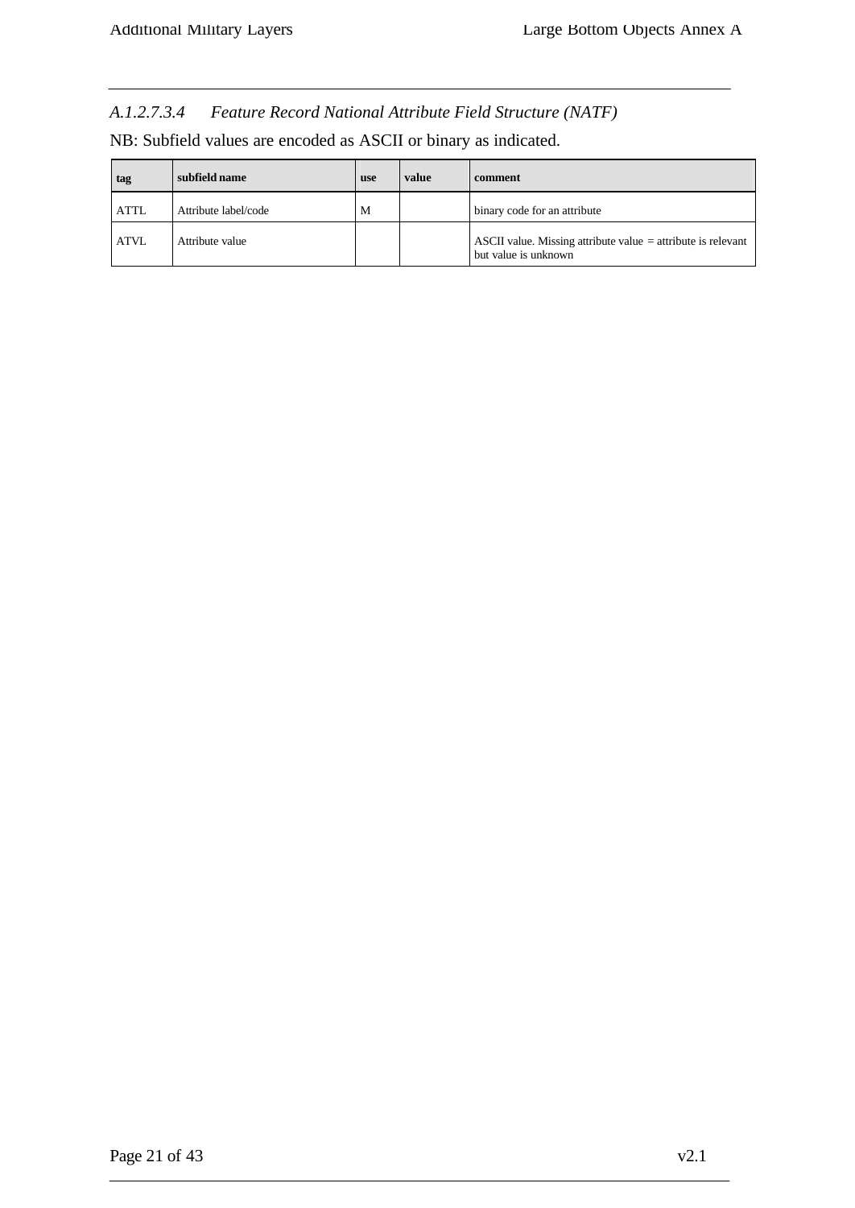#### *A.1.2.7.3.4 Feature Record National Attribute Field Structure (NATF)*

NB: Subfield values are encoded as ASCII or binary as indicated.

| tag | subfield name | use | value | comment |
|---|---|---|---|---|
| ATTL | Attribute label/code | M | | binary code for an attribute |
| ATVL | Attribute value | | | ASCII value. Missing attribute value = attribute is relevant but value is unknown |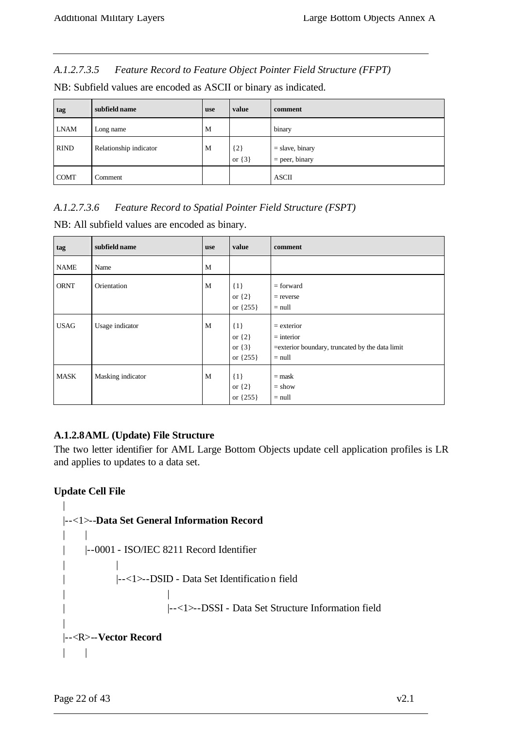*A.1.2.7.3.5 Feature Record to Feature Object Pointer Field Structure (FFPT)*

NB: Subfield values are encoded as ASCII or binary as indicated.

| tag | subfield name | use | value | comment |
|---|---|---|---|---|
| LNAM | Long name | M | | binary |
| RIND | Relationship indicator | M | {2}<br>or {3} | = slave, binary<br>= peer, binary |
| COMT | Comment | | | ASCII |

*A.1.2.7.3.6 Feature Record to Spatial Pointer Field Structure (FSPT)*

NB: All subfield values are encoded as binary.

| tag | subfield name | use | value | comment |
|---|---|---|---|---|
| NAME | Name | M | | |
| ORNT | Orientation | M | {1}<br>or {2}<br>or {255} | = forward<br>= reverse<br>= null |
| USAG | Usage indicator | M | {1}<br>or {2}<br>or {3}<br>or {255} | = exterior<br>= interior<br>=exterior boundary, truncated by the data limit<br>= null |
| MASK | Masking indicator | M | {1}<br>or {2}<br>or {255} | = mask<br>= show<br>= null |

**A.1.2.8 AML (Update) File Structure**

The two letter identifier for AML Large Bottom Objects update cell application profiles is LR and applies to updates to a data set.

**Update Cell File**

```
|
|--<1>--Data Set General Information Record
|      |
|      |--0001 - ISO/IEC 8211 Record Identifier
|              |
|              |--<1>--DSID - Data Set Identification field
|                           |
|                           |--<1>--DSSI - Data Set Structure Information field
|
|--<R>--Vector Record
|      |
```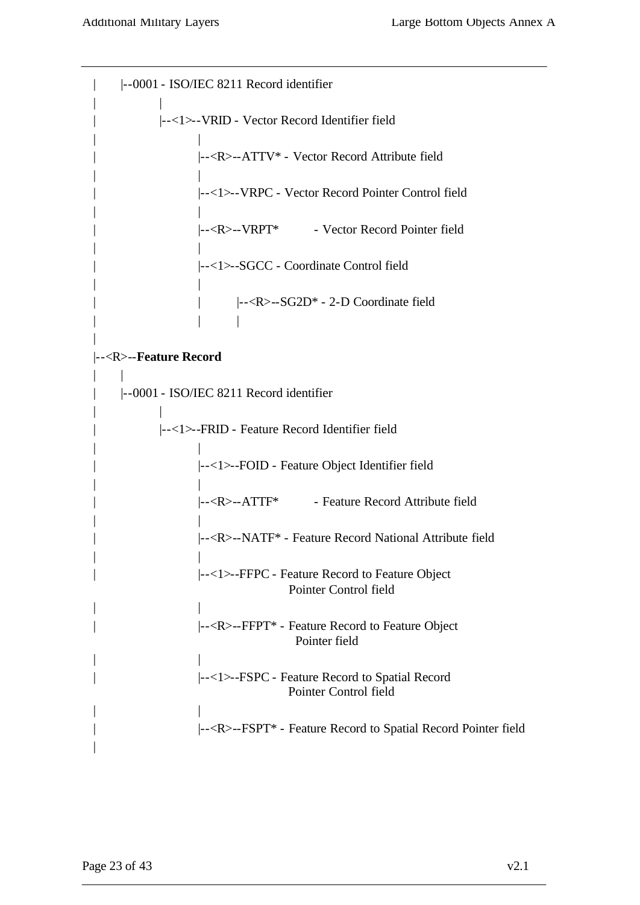```
|       |--0001 - ISO/IEC 8211 Record identifier
|               |
|               |--<1>--VRID - Vector Record Identifier field
|                       |
|                       |--<R>--ATTV* - Vector Record Attribute field
|                       |
|                       |--<1>--VRPC - Vector Record Pointer Control field
|                       |
|                       |--<R>--VRPT*        - Vector Record Pointer field
|                       |
|                       |--<1>--SGCC - Coordinate Control field
|                       |
|                       |       |--<R>--SG2D* - 2-D Coordinate field
|                       |       |
|
|--<R>--Feature Record
|       |
|       |--0001 - ISO/IEC 8211 Record identifier
|               |
|               |--<1>--FRID - Feature Record Identifier field
|                       |
|                       |--<1>--FOID - Feature Object Identifier field
|                       |
|                       |--<R>--ATTF*        - Feature Record Attribute field
|                       |
|                       |--<R>--NATF* - Feature Record National Attribute field
|                       |
|                       |--<1>--FFPC - Feature Record to Feature Object
|                                         Pointer Control field
|                       |
|                       |--<R>--FFPT* - Feature Record to Feature Object
|                                          Pointer field
|                       |
|                       |--<1>--FSPC - Feature Record to Spatial Record
|                                         Pointer Control field
|                       |
|                       |--<R>--FSPT* - Feature Record to Spatial Record Pointer field
|
```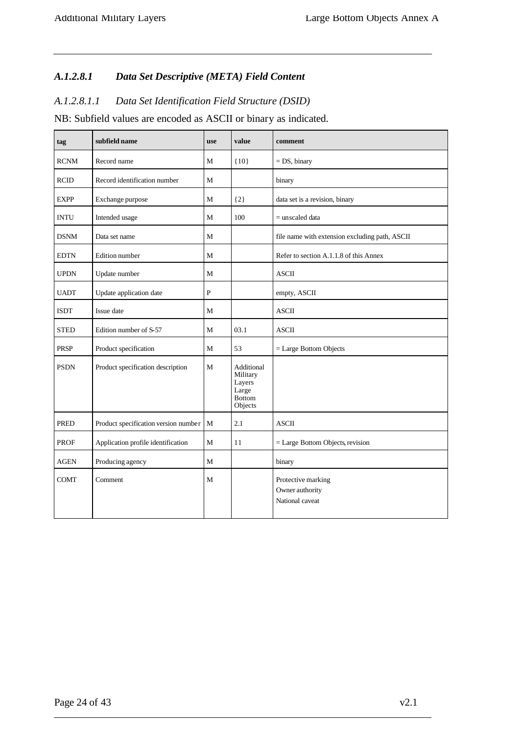### *A.1.2.8.1 Data Set Descriptive (META) Field Content*

#### *A.1.2.8.1.1 Data Set Identification Field Structure (DSID)*

NB: Subfield values are encoded as ASCII or binary as indicated.

| tag | subfield name | use | value | comment |
|---|---|---|---|---|
| RCNM | Record name | M | {10} | = DS, binary |
| RCID | Record identification number | M | | binary |
| EXPP | Exchange purpose | M | {2} | data set is a revision, binary |
| INTU | Intended usage | M | 100 | = unscaled data |
| DSNM | Data set name | M | | file name with extension excluding path, ASCII |
| EDTN | Edition number | M | | Refer to section A.1.1.8 of this Annex |
| UPDN | Update number | M | | ASCII |
| UADT | Update application date | P | | empty, ASCII |
| ISDT | Issue date | M | | ASCII |
| STED | Edition number of S-57 | M | 03.1 | ASCII |
| PRSP | Product specification | M | 53 | = Large Bottom Objects |
| PSDN | Product specification description | M | Additional Military Layers Large Bottom Objects | |
| PRED | Product specification version number | M | 2.1 | ASCII |
| PROF | Application profile identification | M | 11 | = Large Bottom Objects, revision |
| AGEN | Producing agency | M | | binary |
| COMT | Comment | M | | Protective marking<br>Owner authority<br>National caveat |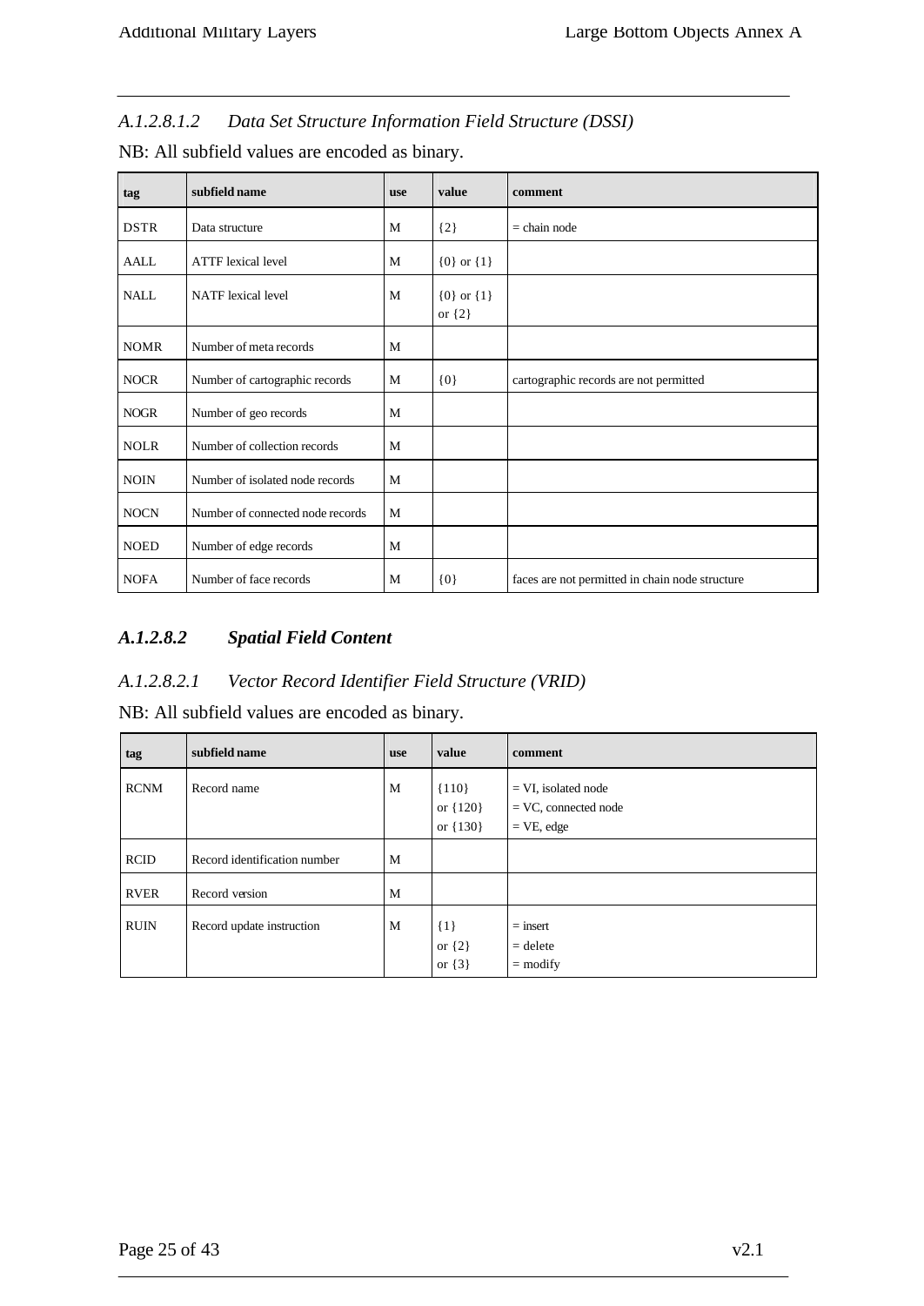*A.1.2.8.1.2 Data Set Structure Information Field Structure (DSSI)*

NB: All subfield values are encoded as binary.

| tag | subfield name | use | value | comment |
|---|---|---|---|---|
| DSTR | Data structure | M | {2} | = chain node |
| AALL | ATTF lexical level | M | {0} or {1} | |
| NALL | NATF lexical level | M | {0} or {1} or {2} | |
| NOMR | Number of meta records | M | | |
| NOCR | Number of cartographic records | M | {0} | cartographic records are not permitted |
| NOGR | Number of geo records | M | | |
| NOLR | Number of collection records | M | | |
| NOIN | Number of isolated node records | M | | |
| NOCN | Number of connected node records | M | | |
| NOED | Number of edge records | M | | |
| NOFA | Number of face records | M | {0} | faces are not permitted in chain node structure |

## *A.1.2.8.2 Spatial Field Content*

*A.1.2.8.2.1 Vector Record Identifier Field Structure (VRID)*

NB: All subfield values are encoded as binary.

| tag | subfield name | use | value | comment |
|---|---|---|---|---|
| RCNM | Record name | M | {110} or {120} or {130} | = VI, isolated node = VC, connected node = VE, edge |
| RCID | Record identification number | M | | |
| RVER | Record version | M | | |
| RUIN | Record update instruction | M | {1} or {2} or {3} | = insert = delete = modify |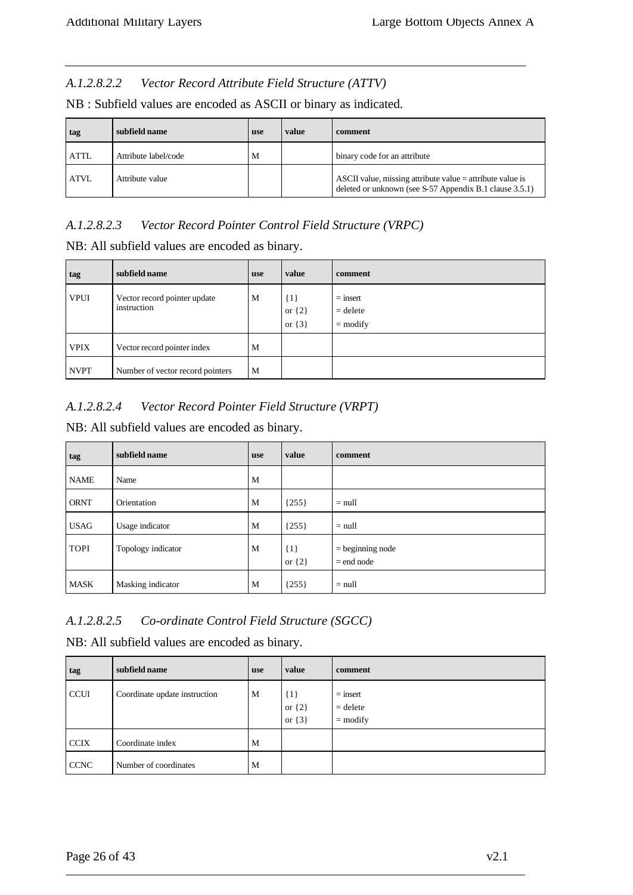#### *A.1.2.8.2.2 Vector Record Attribute Field Structure (ATTV)*

NB : Subfield values are encoded as ASCII or binary as indicated.

| tag | subfield name | use | value | comment |
|---|---|---|---|---|
| ATTL | Attribute label/code | M | | binary code for an attribute |
| ATVL | Attribute value | | | ASCII value, missing attribute value = attribute value is deleted or unknown (see S-57 Appendix B.1 clause 3.5.1) |

#### *A.1.2.8.2.3 Vector Record Pointer Control Field Structure (VRPC)*

NB: All subfield values are encoded as binary.

| tag | subfield name | use | value | comment |
|---|---|---|---|---|
| VPUI | Vector record pointer update instruction | M | {1}<br>or {2}<br>or {3} | = insert<br>= delete<br>= modify |
| VPIX | Vector record pointer index | M | | |
| NVPT | Number of vector record pointers | M | | |

#### *A.1.2.8.2.4 Vector Record Pointer Field Structure (VRPT)*

NB: All subfield values are encoded as binary.

| tag | subfield name | use | value | comment |
|---|---|---|---|---|
| NAME | Name | M | | |
| ORNT | Orientation | M | {255} | = null |
| USAG | Usage indicator | M | {255} | = null |
| TOPI | Topology indicator | M | {1}<br>or {2} | = beginning node<br>= end node |
| MASK | Masking indicator | M | {255} | = null |

#### *A.1.2.8.2.5 Co-ordinate Control Field Structure (SGCC)*

NB: All subfield values are encoded as binary.

| tag | subfield name | use | value | comment |
|---|---|---|---|---|
| CCUI | Coordinate update instruction | M | {1}<br>or {2}<br>or {3} | = insert<br>= delete<br>= modify |
| CCIX | Coordinate index | M | | |
| CCNC | Number of coordinates | M | | |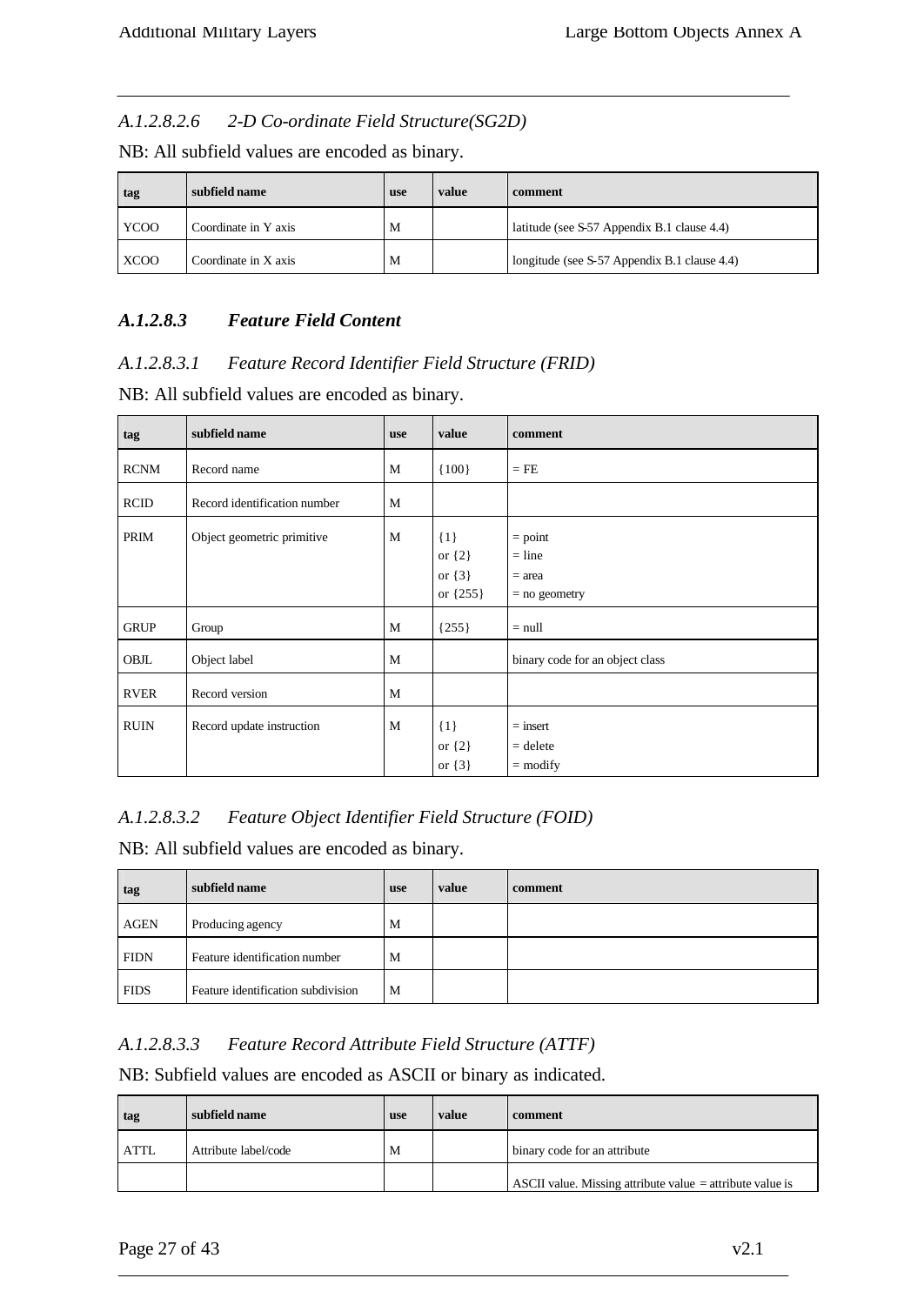#### *A.1.2.8.2.6 2-D Co-ordinate Field Structure(SG2D)*

NB: All subfield values are encoded as binary.

| tag | subfield name | use | value | comment |
|---|---|---|---|---|
| YCOO | Coordinate in Y axis | M | | latitude (see S-57 Appendix B.1 clause 4.4) |
| XCOO | Coordinate in X axis | M | | longitude (see S-57 Appendix B.1 clause 4.4) |

### *A.1.2.8.3 Feature Field Content*

#### *A.1.2.8.3.1 Feature Record Identifier Field Structure (FRID)*

NB: All subfield values are encoded as binary.

| tag | subfield name | use | value | comment |
|---|---|---|---|---|
| RCNM | Record name | M | {100} | = FE |
| RCID | Record identification number | M | | |
| PRIM | Object geometric primitive | M | {1}<br>or {2}<br>or {3}<br>or {255} | = point<br>= line<br>= area<br>= no geometry |
| GRUP | Group | M | {255} | = null |
| OBJL | Object label | M | | binary code for an object class |
| RVER | Record version | M | | |
| RUIN | Record update instruction | M | {1}<br>or {2}<br>or {3} | = insert<br>= delete<br>= modify |

#### *A.1.2.8.3.2 Feature Object Identifier Field Structure (FOID)*

NB: All subfield values are encoded as binary.

| tag | subfield name | use | value | comment |
|---|---|---|---|---|
| AGEN | Producing agency | M | | |
| FIDN | Feature identification number | M | | |
| FIDS | Feature identification subdivision | M | | |

#### *A.1.2.8.3.3 Feature Record Attribute Field Structure (ATTF)*

NB: Subfield values are encoded as ASCII or binary as indicated.

| tag | subfield name | use | value | comment |
|---|---|---|---|---|
| ATTL | Attribute label/code | M | | binary code for an attribute |
| | | | | ASCII value. Missing attribute value = attribute value is |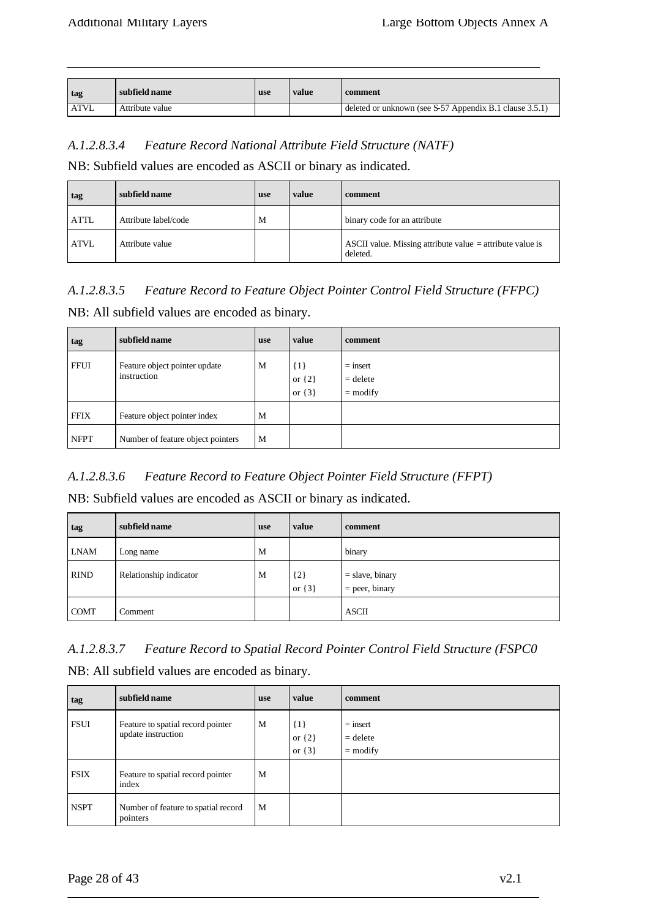| tag | subfield name | use | value | comment |
|---|---|---|---|---|
| ATVL | Attribute value | | | deleted or unknown (see S-57 Appendix B.1 clause 3.5.1) |

### *A.1.2.8.3.4 Feature Record National Attribute Field Structure (NATF)*

NB: Subfield values are encoded as ASCII or binary as indicated.

| tag | subfield name | use | value | comment |
|---|---|---|---|---|
| ATTL | Attribute label/code | M | | binary code for an attribute |
| ATVL | Attribute value | | | ASCII value. Missing attribute value = attribute value is deleted. |

### *A.1.2.8.3.5 Feature Record to Feature Object Pointer Control Field Structure (FFPC)*

NB: All subfield values are encoded as binary.

| tag | subfield name | use | value | comment |
|---|---|---|---|---|
| FFUI | Feature object pointer update instruction | M | {1}<br>or {2}<br>or {3} | = insert<br>= delete<br>= modify |
| FFIX | Feature object pointer index | M | | |
| NFPT | Number of feature object pointers | M | | |

### *A.1.2.8.3.6 Feature Record to Feature Object Pointer Field Structure (FFPT)*

NB: Subfield values are encoded as ASCII or binary as indicated.

| tag | subfield name | use | value | comment |
|---|---|---|---|---|
| LNAM | Long name | M | | binary |
| RIND | Relationship indicator | M | {2}<br>or {3} | = slave, binary<br>= peer, binary |
| COMT | Comment | | | ASCII |

### *A.1.2.8.3.7 Feature Record to Spatial Record Pointer Control Field Structure (FSPC0*

NB: All subfield values are encoded as binary.

| tag | subfield name | use | value | comment |
|---|---|---|---|---|
| FSUI | Feature to spatial record pointer update instruction | M | {1}<br>or {2}<br>or {3} | = insert<br>= delete<br>= modify |
| FSIX | Feature to spatial record pointer index | M | | |
| NSPT | Number of feature to spatial record pointers | M | | |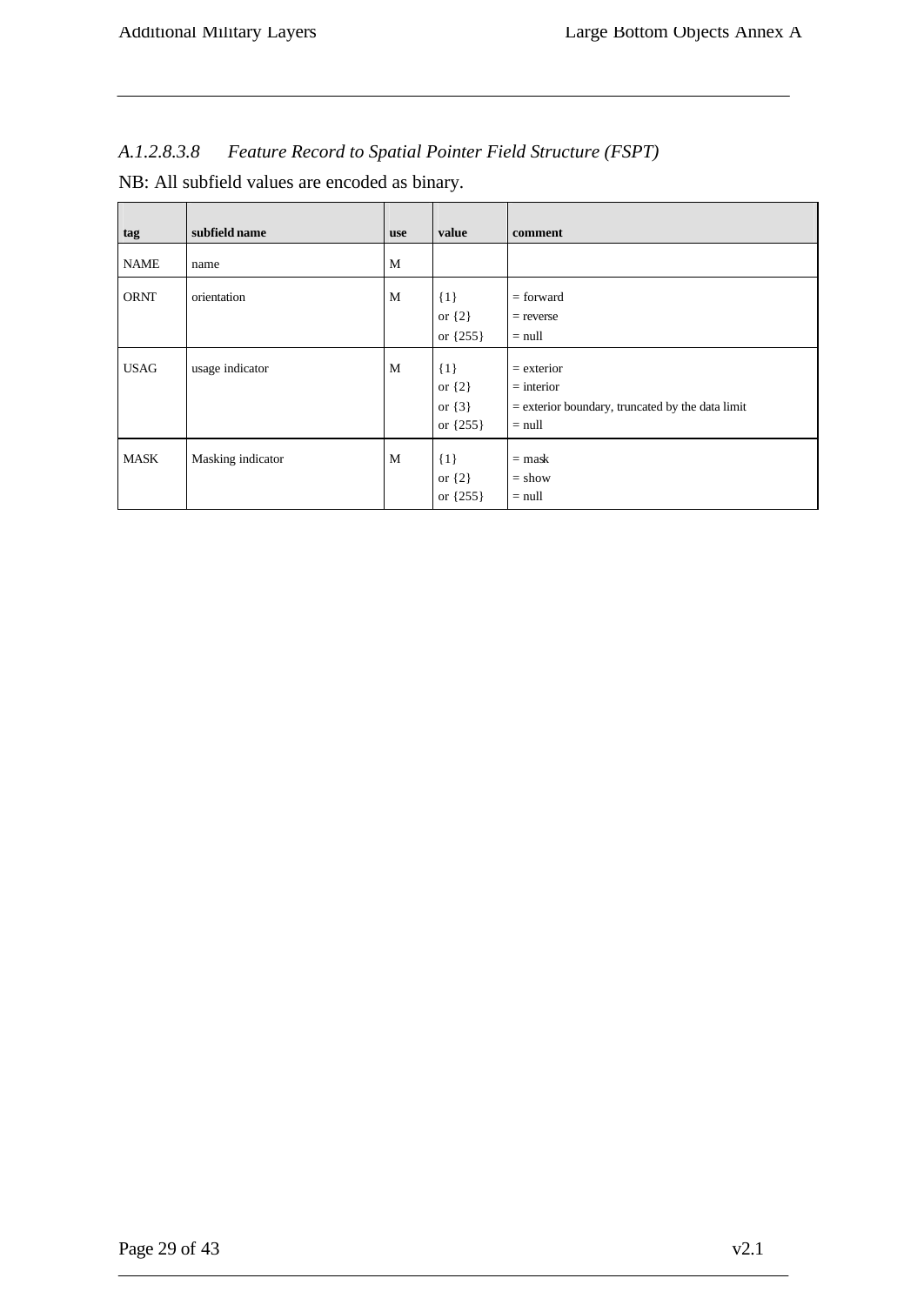### *A.1.2.8.3.8 Feature Record to Spatial Pointer Field Structure (FSPT)*

NB: All subfield values are encoded as binary.

| tag | subfield name | use | value | comment |
|---|---|---|---|---|
| NAME | name | M | | |
| ORNT | orientation | M | {1}<br>or {2}<br>or {255} | = forward<br>= reverse<br>= null |
| USAG | usage indicator | M | {1}<br>or {2}<br>or {3}<br>or {255} | = exterior<br>= interior<br>= exterior boundary, truncated by the data limit<br>= null |
| MASK | Masking indicator | M | {1}<br>or {2}<br>or {255} | = mask<br>= show<br>= null |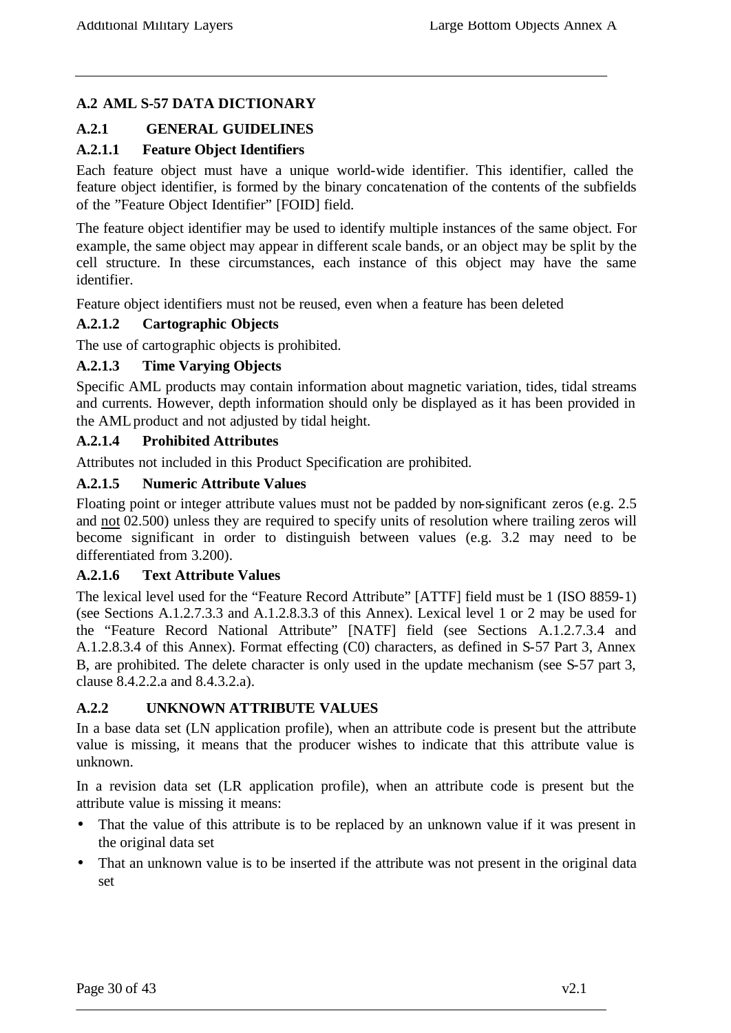## A.2 AML S-57 DATA DICTIONARY

### A.2.1 GENERAL GUIDELINES

#### A.2.1.1 Feature Object Identifiers

Each feature object must have a unique world-wide identifier. This identifier, called the feature object identifier, is formed by the binary concatenation of the contents of the subfields of the "Feature Object Identifier" [FOID] field.

The feature object identifier may be used to identify multiple instances of the same object. For example, the same object may appear in different scale bands, or an object may be split by the cell structure. In these circumstances, each instance of this object may have the same identifier.

Feature object identifiers must not be reused, even when a feature has been deleted

#### A.2.1.2 Cartographic Objects

The use of cartographic objects is prohibited.

#### A.2.1.3 Time Varying Objects

Specific AML products may contain information about magnetic variation, tides, tidal streams and currents. However, depth information should only be displayed as it has been provided in the AML product and not adjusted by tidal height.

#### A.2.1.4 Prohibited Attributes

Attributes not included in this Product Specification are prohibited.

#### A.2.1.5 Numeric Attribute Values

Floating point or integer attribute values must not be padded by non-significant zeros (e.g. 2.5 and <u>not</u> 02.500) unless they are required to specify units of resolution where trailing zeros will become significant in order to distinguish between values (e.g. 3.2 may need to be differentiated from 3.200).

#### A.2.1.6 Text Attribute Values

The lexical level used for the "Feature Record Attribute" [ATTF] field must be 1 (ISO 8859-1) (see Sections A.1.2.7.3.3 and A.1.2.8.3.3 of this Annex). Lexical level 1 or 2 may be used for the "Feature Record National Attribute" [NATF] field (see Sections A.1.2.7.3.4 and A.1.2.8.3.4 of this Annex). Format effecting (C0) characters, as defined in S-57 Part 3, Annex B, are prohibited. The delete character is only used in the update mechanism (see S-57 part 3, clause 8.4.2.2.a and 8.4.3.2.a).

### A.2.2 UNKNOWN ATTRIBUTE VALUES

In a base data set (LN application profile), when an attribute code is present but the attribute value is missing, it means that the producer wishes to indicate that this attribute value is unknown.

In a revision data set (LR application profile), when an attribute code is present but the attribute value is missing it means:

- That the value of this attribute is to be replaced by an unknown value if it was present in the original data set
- That an unknown value is to be inserted if the attribute was not present in the original data set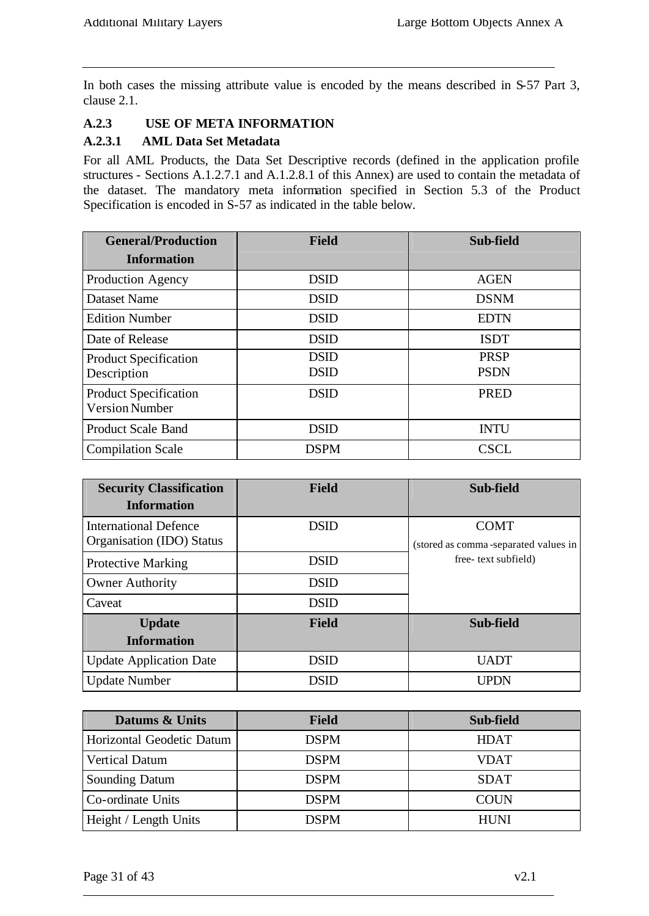In both cases the missing attribute value is encoded by the means described in S-57 Part 3, clause 2.1.

### A.2.3 USE OF META INFORMATION

#### A.2.3.1 AML Data Set Metadata

For all AML Products, the Data Set Descriptive records (defined in the application profile structures - Sections A.1.2.7.1 and A.1.2.8.1 of this Annex) are used to contain the metadata of the dataset. The mandatory meta information specified in Section 5.3 of the Product Specification is encoded in S-57 as indicated in the table below.

| General/Production Information | Field | Sub-field |
|---|---|---|
| Production Agency | DSID | AGEN |
| Dataset Name | DSID | DSNM |
| Edition Number | DSID | EDTN |
| Date of Release | DSID | ISDT |
| Product Specification Description | DSID<br>DSID | PRSP<br>PSDN |
| Product Specification Version Number | DSID | PRED |
| Product Scale Band | DSID | INTU |
| Compilation Scale | DSPM | CSCL |

| Security Classification Information | Field | Sub-field |
|---|---|---|
| International Defence Organisation (IDO) Status | DSID | COMT (stored as comma-separated values in free- text subfield) |
| Protective Marking | DSID | |
| Owner Authority | DSID | |
| Caveat | DSID | |
| **Update Information** | **Field** | **Sub-field** |
| Update Application Date | DSID | UADT |
| Update Number | DSID | UPDN |

| Datums & Units | Field | Sub-field |
|---|---|---|
| Horizontal Geodetic Datum | DSPM | HDAT |
| Vertical Datum | DSPM | VDAT |
| Sounding Datum | DSPM | SDAT |
| Co-ordinate Units | DSPM | COUN |
| Height / Length Units | DSPM | HUNI |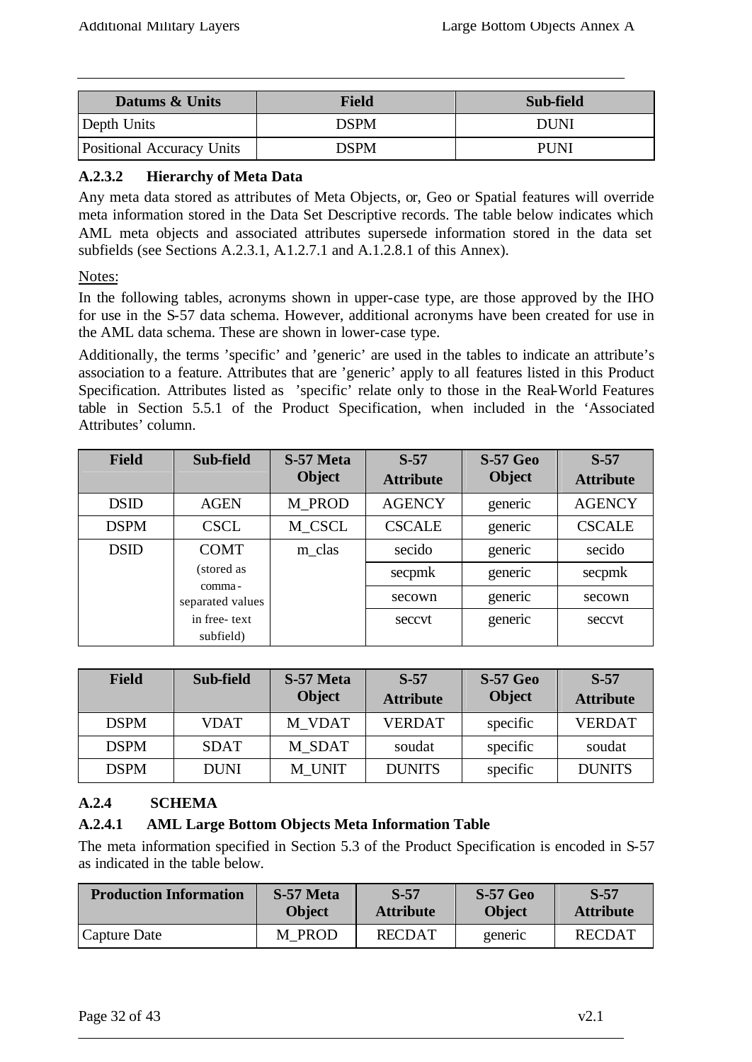| Datums & Units | Field | Sub-field |
|---|---|---|
| Depth Units | DSPM | DUNI |
| Positional Accuracy Units | DSPM | PUNI |

### A.2.3.2 Hierarchy of Meta Data

Any meta data stored as attributes of Meta Objects, or, Geo or Spatial features will override meta information stored in the Data Set Descriptive records. The table below indicates which AML meta objects and associated attributes supersede information stored in the data set subfields (see Sections A.2.3.1, A.1.2.7.1 and A.1.2.8.1 of this Annex).

Notes:

In the following tables, acronyms shown in upper-case type, are those approved by the IHO for use in the S-57 data schema. However, additional acronyms have been created for use in the AML data schema. These are shown in lower-case type.

Additionally, the terms 'specific' and 'generic' are used in the tables to indicate an attribute's association to a feature. Attributes that are 'generic' apply to all features listed in this Product Specification. Attributes listed as 'specific' relate only to those in the Real-World Features table in Section 5.5.1 of the Product Specification, when included in the 'Associated Attributes' column.

| Field | Sub-field | S-57 Meta Object | S-57 Attribute | S-57 Geo Object | S-57 Attribute |
|---|---|---|---|---|---|
| DSID | AGEN | M_PROD | AGENCY | generic | AGENCY |
| DSPM | CSCL | M_CSCL | CSCALE | generic | CSCALE |
| DSID | COMT (stored as comma-separated values in free-text subfield) | m_clas | secido | generic | secido |
| | | | secpmk | generic | secpmk |
| | | | secown | generic | secown |
| | | | secсvt | generic | secсvt |

| Field | Sub-field | S-57 Meta Object | S-57 Attribute | S-57 Geo Object | S-57 Attribute |
|---|---|---|---|---|---|
| DSPM | VDAT | M_VDAT | VERDAT | specific | VERDAT |
| DSPM | SDAT | M_SDAT | soudat | specific | soudat |
| DSPM | DUNI | M_UNIT | DUNITS | specific | DUNITS |

## A.2.4 SCHEMA

### A.2.4.1 AML Large Bottom Objects Meta Information Table

The meta information specified in Section 5.3 of the Product Specification is encoded in S-57 as indicated in the table below.

| Production Information | S-57 Meta Object | S-57 Attribute | S-57 Geo Object | S-57 Attribute |
|---|---|---|---|---|
| Capture Date | M_PROD | RECDAT | generic | RECDAT |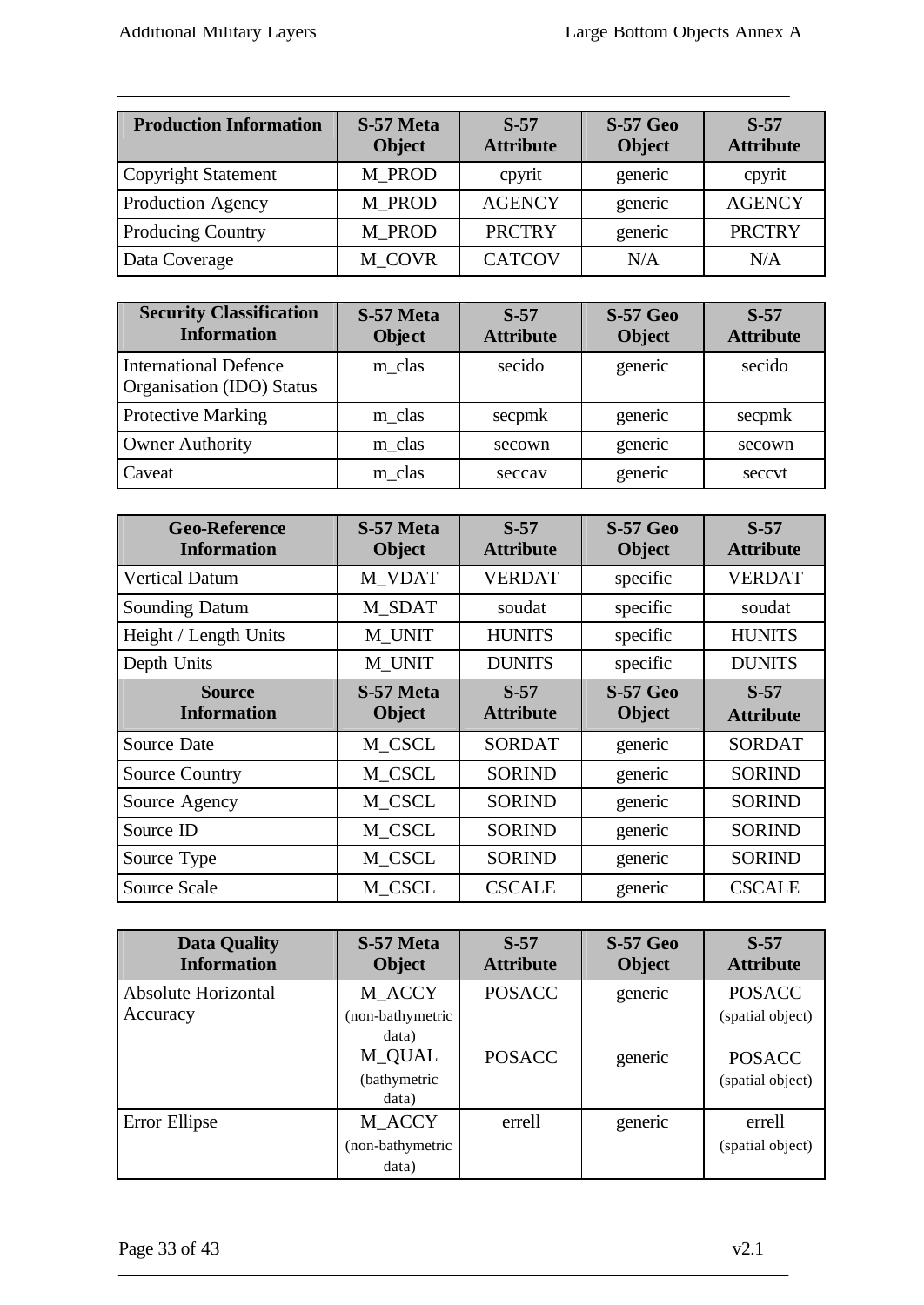| Production Information | S-57 Meta Object | S-57 Attribute | S-57 Geo Object | S-57 Attribute |
|---|---|---|---|---|
| Copyright Statement | M_PROD | cpyrit | generic | cpyrit |
| Production Agency | M_PROD | AGENCY | generic | AGENCY |
| Producing Country | M_PROD | PRCTRY | generic | PRCTRY |
| Data Coverage | M_COVR | CATCOV | N/A | N/A |

| Security Classification Information | S-57 Meta Object | S-57 Attribute | S-57 Geo Object | S-57 Attribute |
|---|---|---|---|---|
| International Defence Organisation (IDO) Status | m_clas | secido | generic | secido |
| Protective Marking | m_clas | secpmk | generic | secpmk |
| Owner Authority | m_clas | secown | generic | secown |
| Caveat | m_clas | seccav | generic | seccvt |

| Geo-Reference Information | S-57 Meta Object | S-57 Attribute | S-57 Geo Object | S-57 Attribute |
|---|---|---|---|---|
| Vertical Datum | M_VDAT | VERDAT | specific | VERDAT |
| Sounding Datum | M_SDAT | soudat | specific | soudat |
| Height / Length Units | M_UNIT | HUNITS | specific | HUNITS |
| Depth Units | M_UNIT | DUNITS | specific | DUNITS |
| **Source Information** | **S-57 Meta Object** | **S-57 Attribute** | **S-57 Geo Object** | **S-57 Attribute** |
| Source Date | M_CSCL | SORDAT | generic | SORDAT |
| Source Country | M_CSCL | SORIND | generic | SORIND |
| Source Agency | M_CSCL | SORIND | generic | SORIND |
| Source ID | M_CSCL | SORIND | generic | SORIND |
| Source Type | M_CSCL | SORIND | generic | SORIND |
| Source Scale | M_CSCL | CSCALE | generic | CSCALE |

| Data Quality Information | S-57 Meta Object | S-57 Attribute | S-57 Geo Object | S-57 Attribute |
|---|---|---|---|---|
| Absolute Horizontal Accuracy | M_ACCY (non-bathymetric data)<br>M_QUAL (bathymetric data) | POSACC<br>POSACC | generic<br>generic | POSACC (spatial object)<br>POSACC (spatial object) |
| Error Ellipse | M_ACCY (non-bathymetric data) | errell | generic | errell (spatial object) |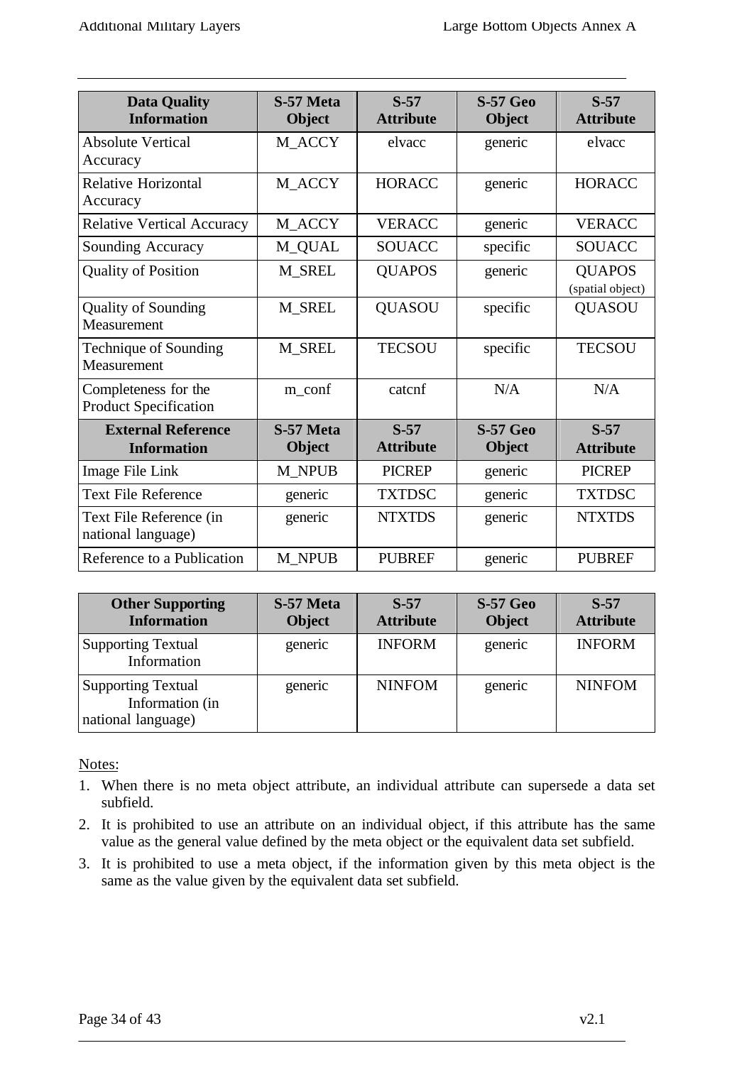| Data Quality Information | S-57 Meta Object | S-57 Attribute | S-57 Geo Object | S-57 Attribute |
|---|---|---|---|---|
| Absolute Vertical Accuracy | M_ACCY | elvacc | generic | elvacc |
| Relative Horizontal Accuracy | M_ACCY | HORACC | generic | HORACC |
| Relative Vertical Accuracy | M_ACCY | VERACC | generic | VERACC |
| Sounding Accuracy | M_QUAL | SOUACC | specific | SOUACC |
| Quality of Position | M_SREL | QUAPOS | generic | QUAPOS (spatial object) |
| Quality of Sounding Measurement | M_SREL | QUASOU | specific | QUASOU |
| Technique of Sounding Measurement | M_SREL | TECSOU | specific | TECSOU |
| Completeness for the Product Specification | m_conf | catcnf | N/A | N/A |
| **External Reference Information** | **S-57 Meta Object** | **S-57 Attribute** | **S-57 Geo Object** | **S-57 Attribute** |
| Image File Link | M_NPUB | PICREP | generic | PICREP |
| Text File Reference | generic | TXTDSC | generic | TXTDSC |
| Text File Reference (in national language) | generic | NTXTDS | generic | NTXTDS |
| Reference to a Publication | M_NPUB | PUBREF | generic | PUBREF |

| Other Supporting Information | S-57 Meta Object | S-57 Attribute | S-57 Geo Object | S-57 Attribute |
|---|---|---|---|---|
| Supporting Textual Information | generic | INFORM | generic | INFORM |
| Supporting Textual Information (in national language) | generic | NINFOM | generic | NINFOM |

Notes:

1. When there is no meta object attribute, an individual attribute can supersede a data set subfield.
2. It is prohibited to use an attribute on an individual object, if this attribute has the same value as the general value defined by the meta object or the equivalent data set subfield.
3. It is prohibited to use a meta object, if the information given by this meta object is the same as the value given by the equivalent data set subfield.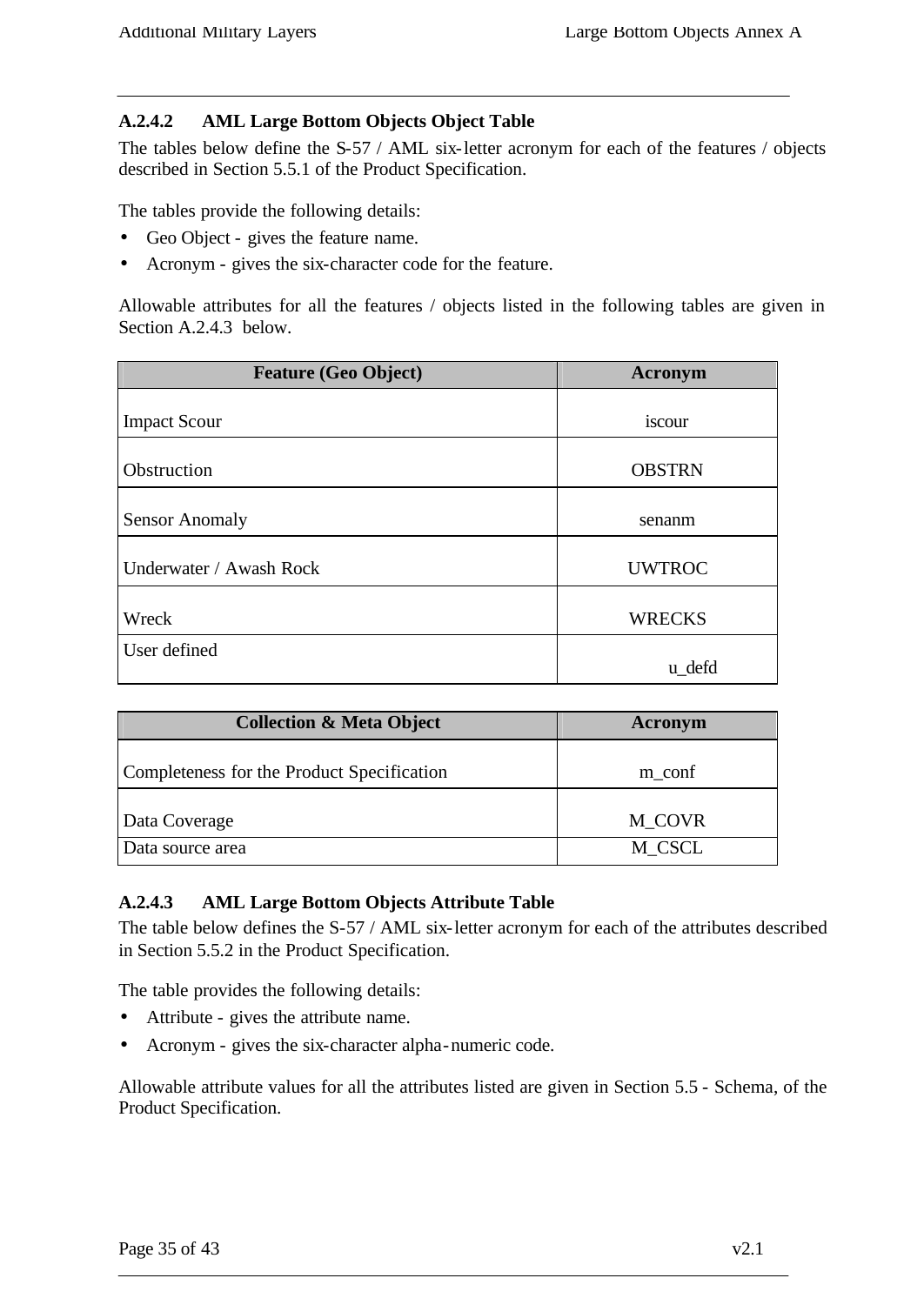### A.2.4.2 AML Large Bottom Objects Object Table

The tables below define the S-57 / AML six-letter acronym for each of the features / objects described in Section 5.5.1 of the Product Specification.

The tables provide the following details:

- Geo Object - gives the feature name.
- Acronym - gives the six-character code for the feature.

Allowable attributes for all the features / objects listed in the following tables are given in Section A.2.4.3 below.

| Feature (Geo Object) | Acronym |
|---|---|
| Impact Scour | iscour |
| Obstruction | OBSTRN |
| Sensor Anomaly | senanm |
| Underwater / Awash Rock | UWTROC |
| Wreck | WRECKS |
| User defined | u_defd |

| Collection & Meta Object | Acronym |
|---|---|
| Completeness for the Product Specification | m_conf |
| Data Coverage | M_COVR |
| Data source area | M_CSCL |

### A.2.4.3 AML Large Bottom Objects Attribute Table

The table below defines the S-57 / AML six-letter acronym for each of the attributes described in Section 5.5.2 in the Product Specification.

The table provides the following details:

- Attribute - gives the attribute name.
- Acronym - gives the six-character alpha-numeric code.

Allowable attribute values for all the attributes listed are given in Section 5.5 - Schema, of the Product Specification.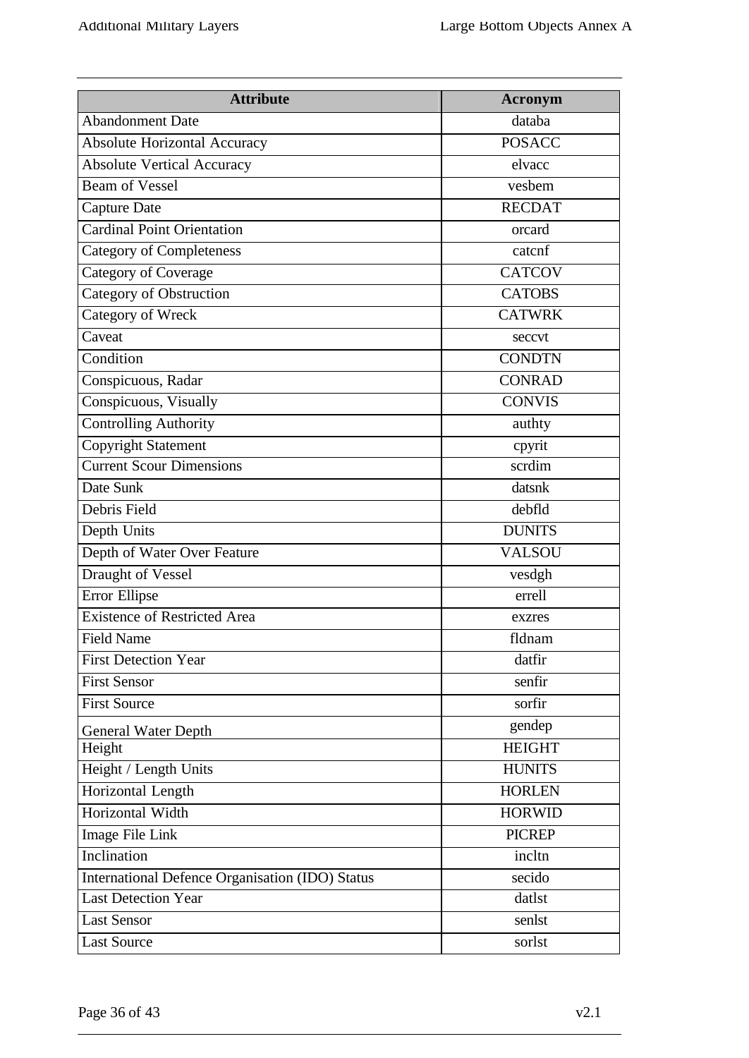| Attribute | Acronym |
| --- | --- |
| Abandonment Date | databa |
| Absolute Horizontal Accuracy | POSACC |
| Absolute Vertical Accuracy | elvacc |
| Beam of Vessel | vesbem |
| Capture Date | RECDAT |
| Cardinal Point Orientation | orcard |
| Category of Completeness | catcnf |
| Category of Coverage | CATCOV |
| Category of Obstruction | CATOBS |
| Category of Wreck | CATWRK |
| Caveat | seccvt |
| Condition | CONDTN |
| Conspicuous, Radar | CONRAD |
| Conspicuous, Visually | CONVIS |
| Controlling Authority | authty |
| Copyright Statement | cpyrit |
| Current Scour Dimensions | scrdim |
| Date Sunk | datsnk |
| Debris Field | debfld |
| Depth Units | DUNITS |
| Depth of Water Over Feature | VALSOU |
| Draught of Vessel | vesdgh |
| Error Ellipse | errell |
| Existence of Restricted Area | exzres |
| Field Name | fldnam |
| First Detection Year | datfir |
| First Sensor | senfir |
| First Source | sorfir |
| General Water Depth | gendep |
| Height | HEIGHT |
| Height / Length Units | HUNITS |
| Horizontal Length | HORLEN |
| Horizontal Width | HORWID |
| Image File Link | PICREP |
| Inclination | incltn |
| International Defence Organisation (IDO) Status | secido |
| Last Detection Year | datlst |
| Last Sensor | senlst |
| Last Source | sorlst |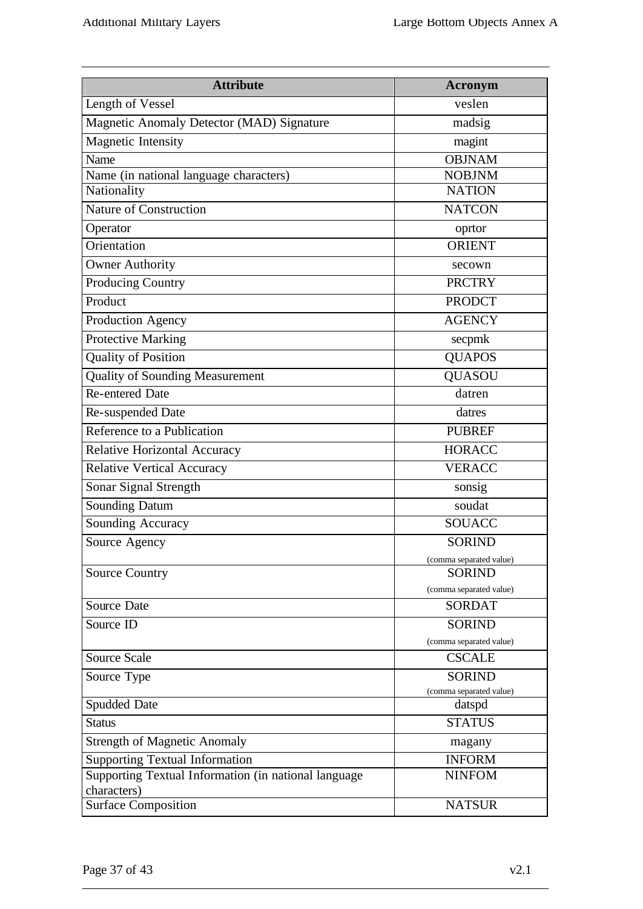| Attribute | Acronym |
| --- | --- |
| Length of Vessel | veslen |
| Magnetic Anomaly Detector (MAD) Signature | madsig |
| Magnetic Intensity | magint |
| Name | OBJNAM |
| Name (in national language characters) | NOBJNM |
| Nationality | NATION |
| Nature of Construction | NATCON |
| Operator | oprtor |
| Orientation | ORIENT |
| Owner Authority | secown |
| Producing Country | PRCTRY |
| Product | PRODCT |
| Production Agency | AGENCY |
| Protective Marking | secpmk |
| Quality of Position | QUAPOS |
| Quality of Sounding Measurement | QUASOU |
| Re-entered Date | datren |
| Re-suspended Date | datres |
| Reference to a Publication | PUBREF |
| Relative Horizontal Accuracy | HORACC |
| Relative Vertical Accuracy | VERACC |
| Sonar Signal Strength | sonsig |
| Sounding Datum | soudat |
| Sounding Accuracy | SOUACC |
| Source Agency | SORIND (comma separated value) |
| Source Country | SORIND (comma separated value) |
| Source Date | SORDAT |
| Source ID | SORIND (comma separated value) |
| Source Scale | CSCALE |
| Source Type | SORIND (comma separated value) |
| Spudded Date | datspd |
| Status | STATUS |
| Strength of Magnetic Anomaly | magany |
| Supporting Textual Information | INFORM |
| Supporting Textual Information (in national language characters) | NINFOM |
| Surface Composition | NATSUR |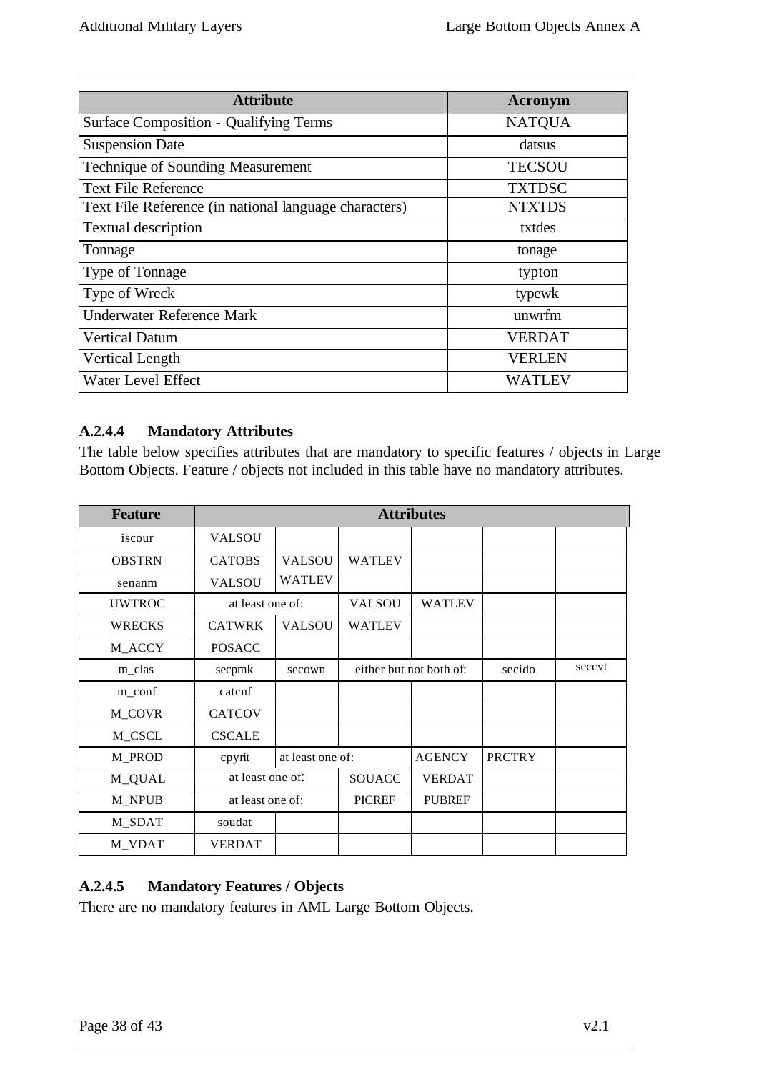| Attribute | Acronym |
| --- | --- |
| Surface Composition - Qualifying Terms | NATQUA |
| Suspension Date | datsus |
| Technique of Sounding Measurement | TECSOU |
| Text File Reference | TXTDSC |
| Text File Reference (in national language characters) | NTXTDS |
| Textual description | txtdes |
| Tonnage | tonage |
| Type of Tonnage | typton |
| Type of Wreck | typewk |
| Underwater Reference Mark | unwrfm |
| Vertical Datum | VERDAT |
| Vertical Length | VERLEN |
| Water Level Effect | WATLEV |

### A.2.4.4 Mandatory Attributes

The table below specifies attributes that are mandatory to specific features / objects in Large Bottom Objects. Feature / objects not included in this table have no mandatory attributes.

| Feature | Attributes | | | | | |
| --- | --- | --- | --- | --- | --- | --- |
| iscour | VALSOU | | | | | |
| OBSTRN | CATOBS | VALSOU | WATLEV | | | |
| senanm | VALSOU | WATLEV | | | | |
| UWTROC | at least one of: | | VALSOU | WATLEV | | |
| WRECKS | CATWRK | VALSOU | WATLEV | | | |
| M_ACCY | POSACC | | | | | |
| m_clas | secpmk | secown | either but not both of: | | secido | seccvt |
| m_conf | catcnf | | | | | |
| M_COVR | CATCOV | | | | | |
| M_CSCL | CSCALE | | | | | |
| M_PROD | cpyrit | at least one of: | | AGENCY | PRCTRY | |
| M_QUAL | at least one of: | | SOUACC | VERDAT | | |
| M_NPUB | at least one of: | | PICREF | PUBREF | | |
| M_SDAT | soudat | | | | | |
| M_VDAT | VERDAT | | | | | |

### A.2.4.5 Mandatory Features / Objects

There are no mandatory features in AML Large Bottom Objects.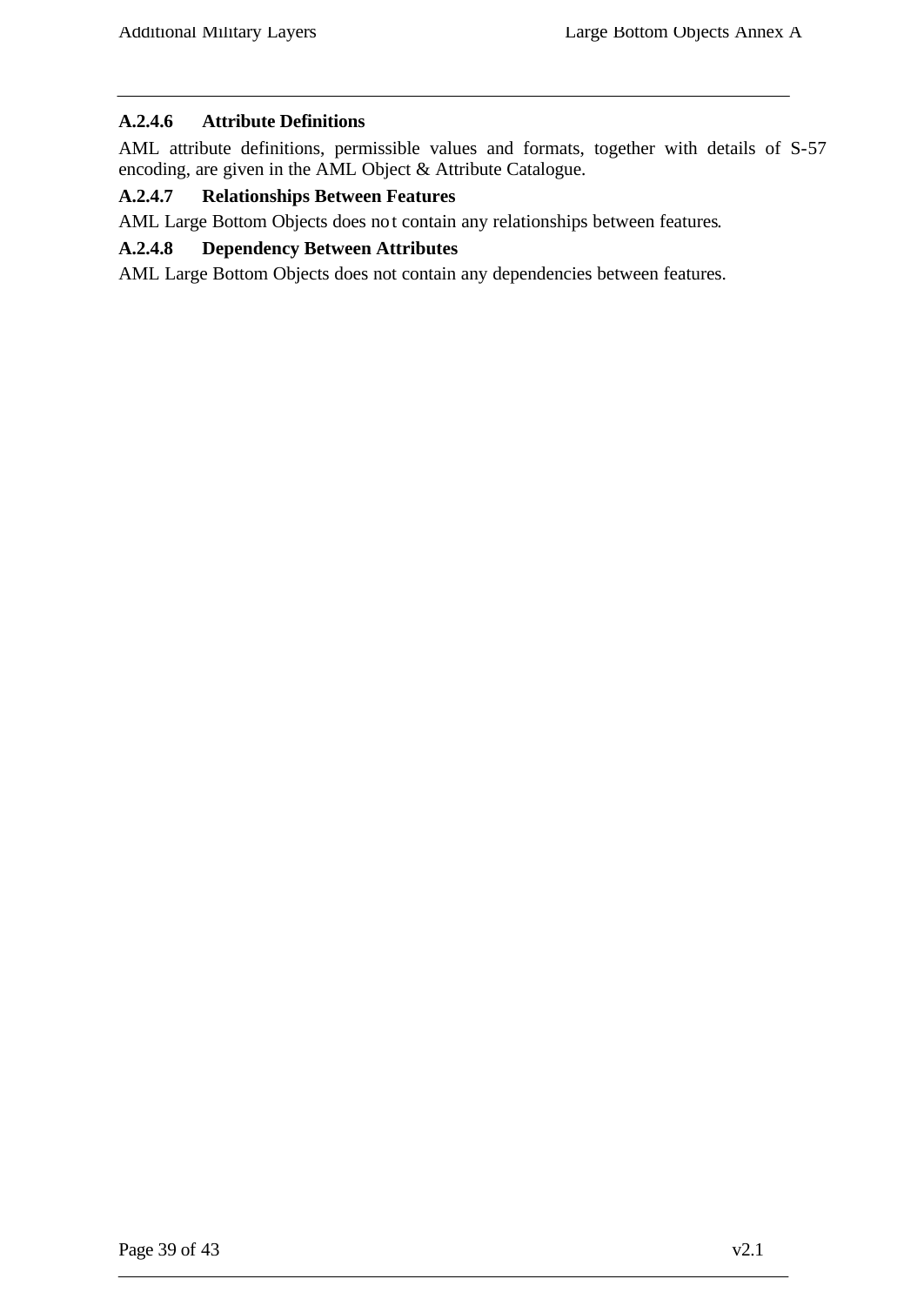#### A.2.4.6 Attribute Definitions

AML attribute definitions, permissible values and formats, together with details of S-57 encoding, are given in the AML Object & Attribute Catalogue.

#### A.2.4.7 Relationships Between Features

AML Large Bottom Objects does not contain any relationships between features.

#### A.2.4.8 Dependency Between Attributes

AML Large Bottom Objects does not contain any dependencies between features.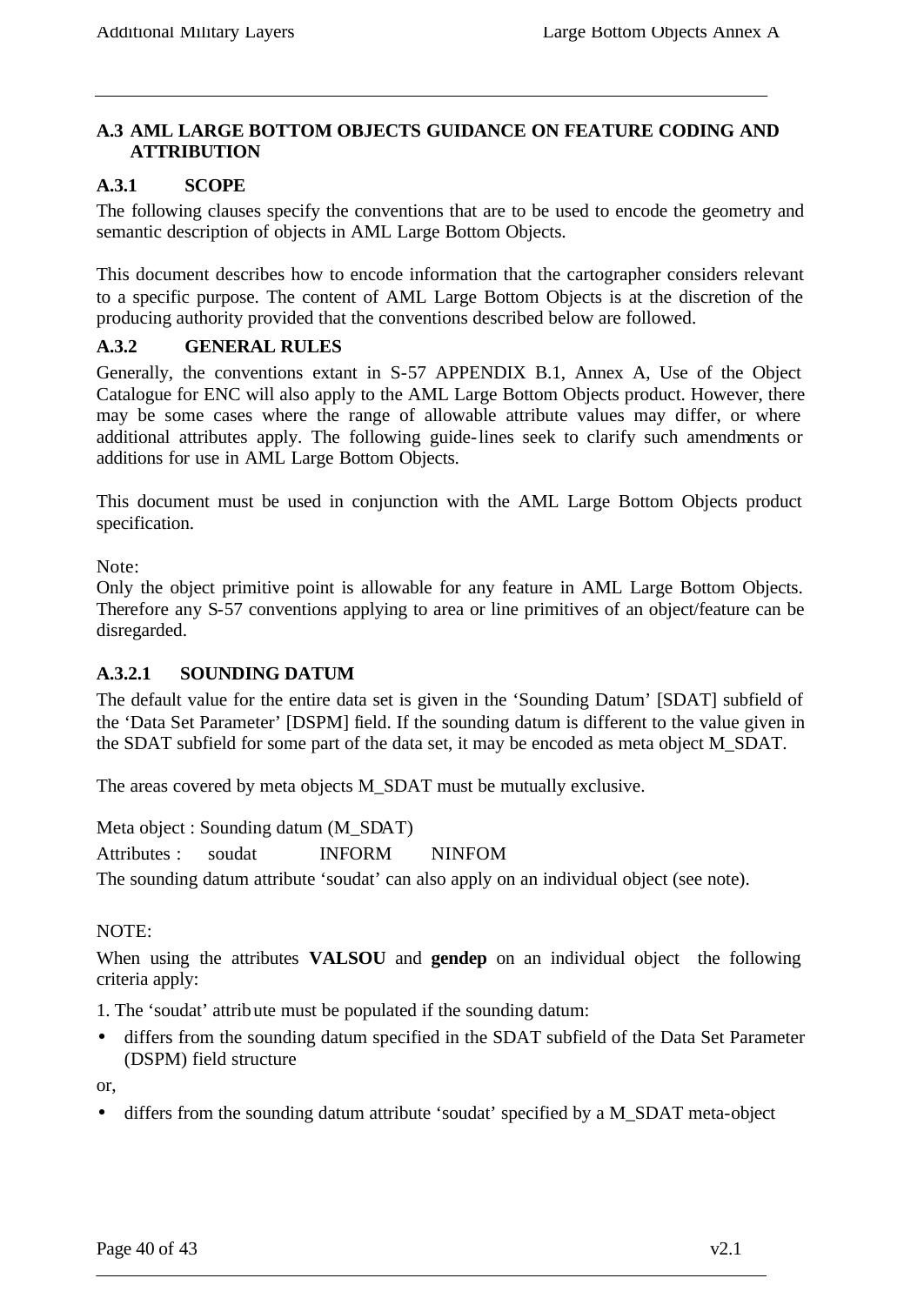## A.3 AML LARGE BOTTOM OBJECTS GUIDANCE ON FEATURE CODING AND ATTRIBUTION

### A.3.1 SCOPE

The following clauses specify the conventions that are to be used to encode the geometry and semantic description of objects in AML Large Bottom Objects.

This document describes how to encode information that the cartographer considers relevant to a specific purpose. The content of AML Large Bottom Objects is at the discretion of the producing authority provided that the conventions described below are followed.

### A.3.2 GENERAL RULES

Generally, the conventions extant in S-57 APPENDIX B.1, Annex A, Use of the Object Catalogue for ENC will also apply to the AML Large Bottom Objects product. However, there may be some cases where the range of allowable attribute values may differ, or where additional attributes apply. The following guide-lines seek to clarify such amendments or additions for use in AML Large Bottom Objects.

This document must be used in conjunction with the AML Large Bottom Objects product specification.

Note:
Only the object primitive point is allowable for any feature in AML Large Bottom Objects. Therefore any S-57 conventions applying to area or line primitives of an object/feature can be disregarded.

#### A.3.2.1 SOUNDING DATUM

The default value for the entire data set is given in the 'Sounding Datum' [SDAT] subfield of the 'Data Set Parameter' [DSPM] field. If the sounding datum is different to the value given in the SDAT subfield for some part of the data set, it may be encoded as meta object M_SDAT.

The areas covered by meta objects M_SDAT must be mutually exclusive.

Meta object : Sounding datum (M_SDAT)

Attributes : soudat INFORM NINFOM

The sounding datum attribute 'soudat' can also apply on an individual object (see note).

NOTE:

When using the attributes **VALSOU** and **gendep** on an individual object the following criteria apply:

1. The 'soudat' attribute must be populated if the sounding datum:

- differs from the sounding datum specified in the SDAT subfield of the Data Set Parameter (DSPM) field structure

or,

- differs from the sounding datum attribute 'soudat' specified by a M_SDAT meta-object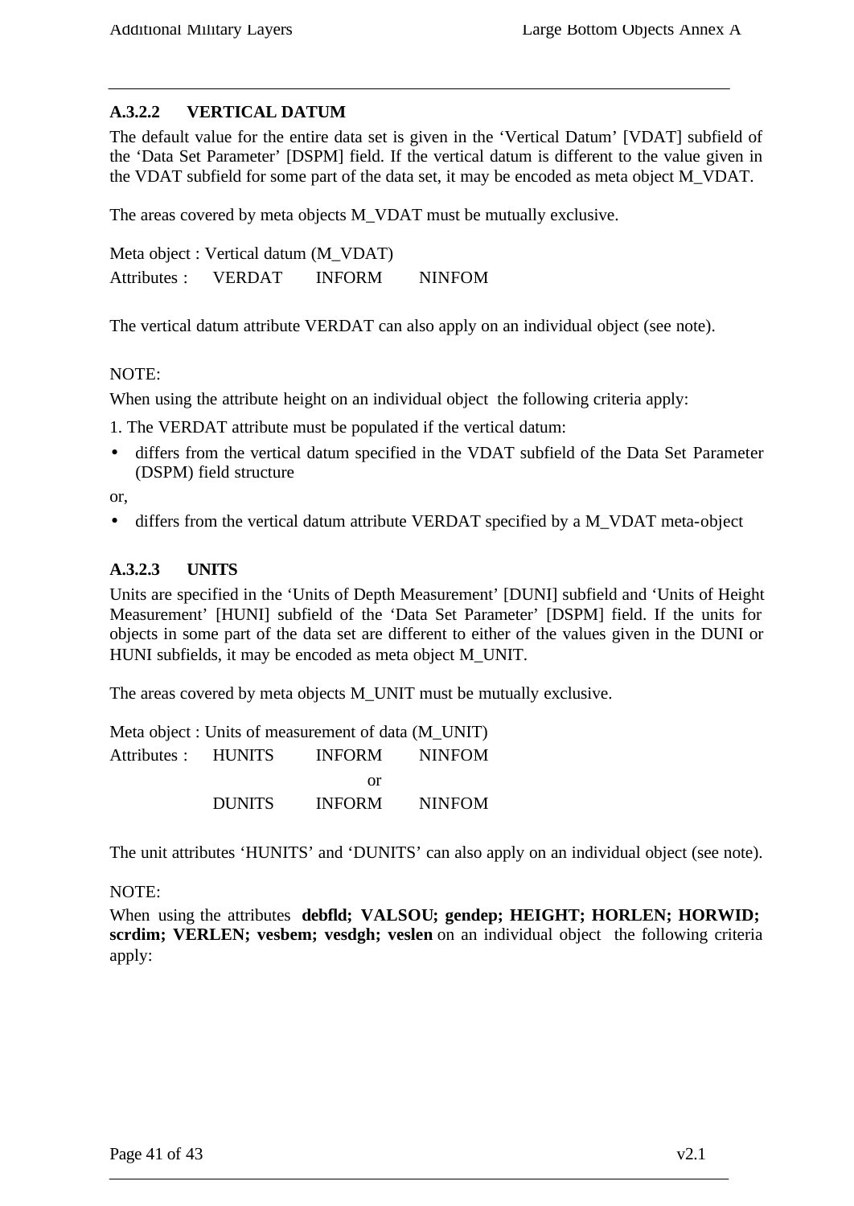### A.3.2.2 VERTICAL DATUM

The default value for the entire data set is given in the 'Vertical Datum' [VDAT] subfield of the 'Data Set Parameter' [DSPM] field. If the vertical datum is different to the value given in the VDAT subfield for some part of the data set, it may be encoded as meta object M_VDAT.

The areas covered by meta objects M_VDAT must be mutually exclusive.

Meta object : Vertical datum (M_VDAT)
Attributes : VERDAT INFORM NINFOM

The vertical datum attribute VERDAT can also apply on an individual object (see note).

NOTE:

When using the attribute height on an individual object the following criteria apply:

1. The VERDAT attribute must be populated if the vertical datum:

- differs from the vertical datum specified in the VDAT subfield of the Data Set Parameter (DSPM) field structure

or,

- differs from the vertical datum attribute VERDAT specified by a M_VDAT meta-object

### A.3.2.3 UNITS

Units are specified in the 'Units of Depth Measurement' [DUNI] subfield and 'Units of Height Measurement' [HUNI] subfield of the 'Data Set Parameter' [DSPM] field. If the units for objects in some part of the data set are different to either of the values given in the DUNI or HUNI subfields, it may be encoded as meta object M_UNIT.

The areas covered by meta objects M_UNIT must be mutually exclusive.

Meta object : Units of measurement of data (M_UNIT)

| Attributes : | HUNITS | INFORM | NINFOM |
|---|---|---|---|
| | | or | |
| | DUNITS | INFORM | NINFOM |

The unit attributes 'HUNITS' and 'DUNITS' can also apply on an individual object (see note).

NOTE:

When using the attributes **debfld; VALSOU; gendep; HEIGHT; HORLEN; HORWID; scrdim; VERLEN; vesbem; vesdgh; veslen** on an individual object the following criteria apply: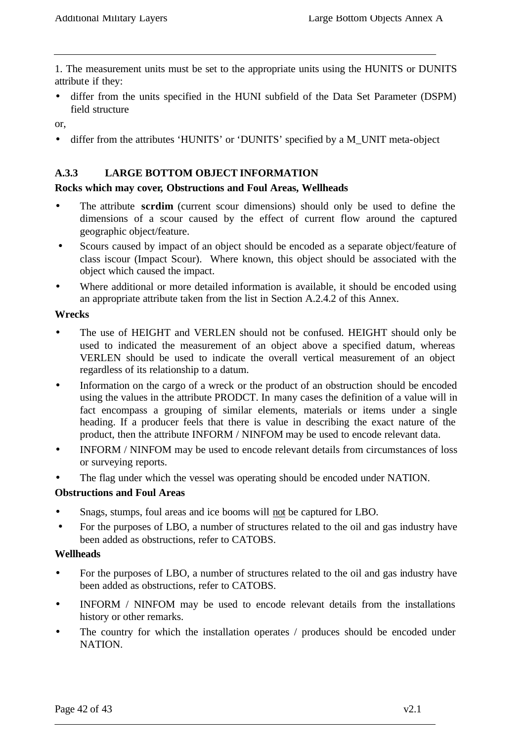1. The measurement units must be set to the appropriate units using the HUNITS or DUNITS attribute if they:

- differ from the units specified in the HUNI subfield of the Data Set Parameter (DSPM) field structure

or,

- differ from the attributes 'HUNITS' or 'DUNITS' specified by a M_UNIT meta-object

### A.3.3 LARGE BOTTOM OBJECT INFORMATION

**Rocks which may cover, Obstructions and Foul Areas, Wellheads**

- The attribute **scrdim** (current scour dimensions) should only be used to define the dimensions of a scour caused by the effect of current flow around the captured geographic object/feature.
- Scours caused by impact of an object should be encoded as a separate object/feature of class iscour (Impact Scour). Where known, this object should be associated with the object which caused the impact.
- Where additional or more detailed information is available, it should be encoded using an appropriate attribute taken from the list in Section A.2.4.2 of this Annex.

**Wrecks**

- The use of HEIGHT and VERLEN should not be confused. HEIGHT should only be used to indicated the measurement of an object above a specified datum, whereas VERLEN should be used to indicate the overall vertical measurement of an object regardless of its relationship to a datum.
- Information on the cargo of a wreck or the product of an obstruction should be encoded using the values in the attribute PRODCT. In many cases the definition of a value will in fact encompass a grouping of similar elements, materials or items under a single heading. If a producer feels that there is value in describing the exact nature of the product, then the attribute INFORM / NINFOM may be used to encode relevant data.
- INFORM / NINFOM may be used to encode relevant details from circumstances of loss or surveying reports.
- The flag under which the vessel was operating should be encoded under NATION.

**Obstructions and Foul Areas**

- Snags, stumps, foul areas and ice booms will <u>not</u> be captured for LBO.
- For the purposes of LBO, a number of structures related to the oil and gas industry have been added as obstructions, refer to CATOBS.

**Wellheads**

- For the purposes of LBO, a number of structures related to the oil and gas industry have been added as obstructions, refer to CATOBS.
- INFORM / NINFOM may be used to encode relevant details from the installations history or other remarks.
- The country for which the installation operates / produces should be encoded under NATION.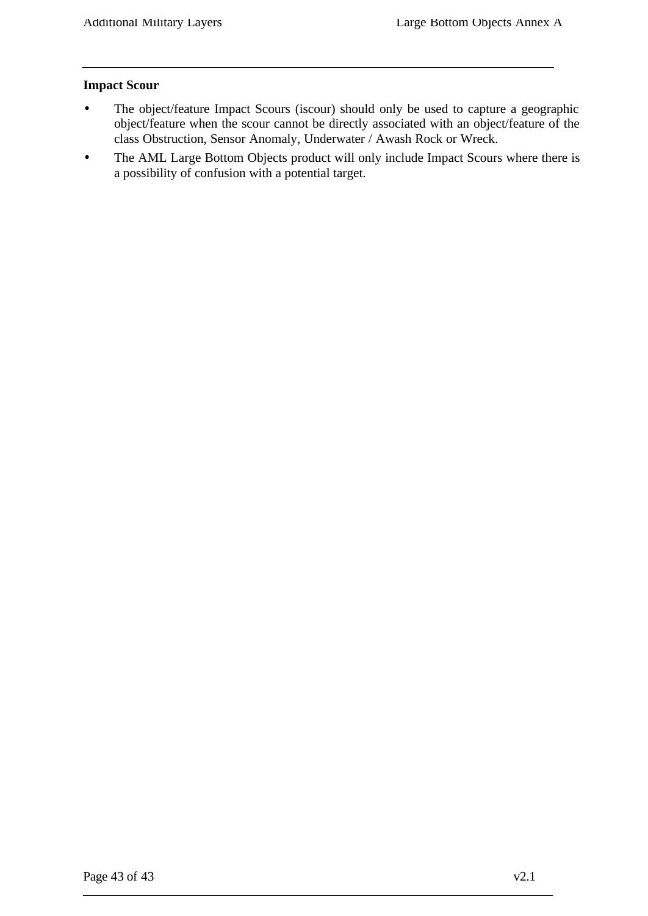**Impact Scour**

- The object/feature Impact Scours (iscour) should only be used to capture a geographic object/feature when the scour cannot be directly associated with an object/feature of the class Obstruction, Sensor Anomaly, Underwater / Awash Rock or Wreck.
- The AML Large Bottom Objects product will only include Impact Scours where there is a possibility of confusion with a potential target.